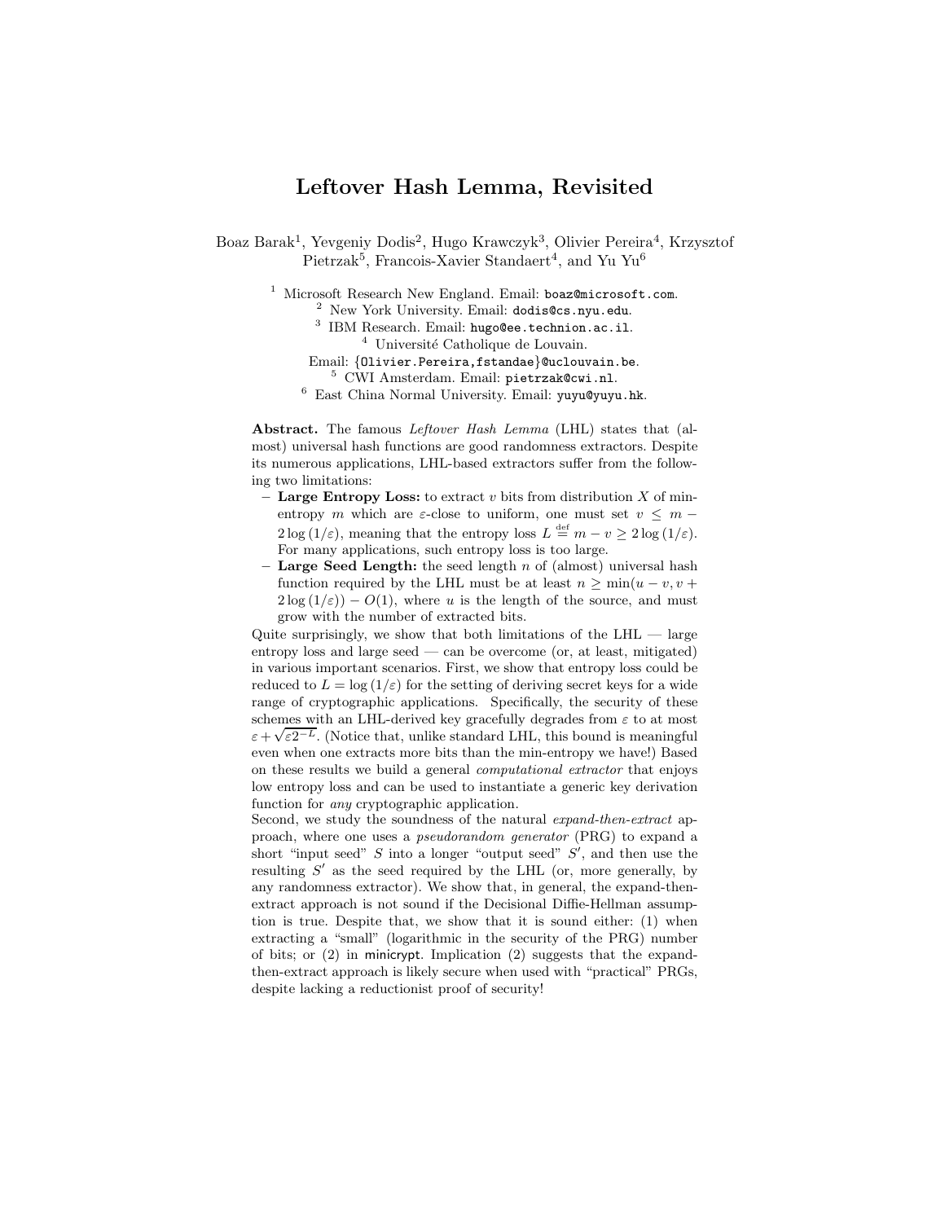# Leftover Hash Lemma, Revisited

Boaz Barak[1], Yevgeniy Dodis[2], Hugo Krawczyk[3], Olivier Pereira[4], Krzysztof Pietrzak[5], Francois-Xavier Standaert[4], and Yu Yu[6]

[1] Microsoft Research New England. Email: boaz@microsoft.com.
[2] New York University. Email: dodis@cs.nyu.edu.
[3] IBM Research. Email: hugo@ee.technion.ac.il.
[4] Université Catholique de Louvain.
Email: {Olivier.Pereira,fstandae}@uclouvain.be.
[5] CWI Amsterdam. Email: pietrzak@cwi.nl.
[6] East China Normal University. Email: yuyu@yuyu.hk.

**Abstract.** The famous *Leftover Hash Lemma* (LHL) states that (almost) universal hash functions are good randomness extractors. Despite its numerous applications, LHL-based extractors suffer from the following two limitations:

- **Large Entropy Loss:** to extract $v$ bits from distribution $X$ of min-entropy $m$ which are $\varepsilon$-close to uniform, one must set $v \leq m - 2\log(1/\varepsilon)$, meaning that the entropy loss $L \stackrel{\text{def}}{=} m - v \geq 2\log(1/\varepsilon)$. For many applications, such entropy loss is too large.
- **Large Seed Length:** the seed length $n$ of (almost) universal hash function required by the LHL must be at least $n \geq \min(u - v, v + 2\log(1/\varepsilon)) - O(1)$, where $u$ is the length of the source, and must grow with the number of extracted bits.

Quite surprisingly, we show that both limitations of the LHL — large entropy loss and large seed — can be overcome (or, at least, mitigated) in various important scenarios. First, we show that entropy loss could be reduced to $L = \log(1/\varepsilon)$ for the setting of deriving secret keys for a wide range of cryptographic applications. Specifically, the security of these schemes with an LHL-derived key gracefully degrades from $\varepsilon$ to at most $\varepsilon + \sqrt{\varepsilon 2^{-L}}$. (Notice that, unlike standard LHL, this bound is meaningful even when one extracts more bits than the min-entropy we have!) Based on these results we build a general *computational extractor* that enjoys low entropy loss and can be used to instantiate a generic key derivation function for *any* cryptographic application.

Second, we study the soundness of the natural *expand-then-extract* approach, where one uses a *pseudorandom generator* (PRG) to expand a short "input seed" $S$ into a longer "output seed" $S'$, and then use the resulting $S'$ as the seed required by the LHL (or, more generally, by any randomness extractor). We show that, in general, the expand-then-extract approach is not sound if the Decisional Diffie-Hellman assumption is true. Despite that, we show that it is sound either: (1) when extracting a "small" (logarithmic in the security of the PRG) number of bits; or (2) in minicrypt. Implication (2) suggests that the expand-then-extract approach is likely secure when used with "practical" PRGs, despite lacking a reductionist proof of security!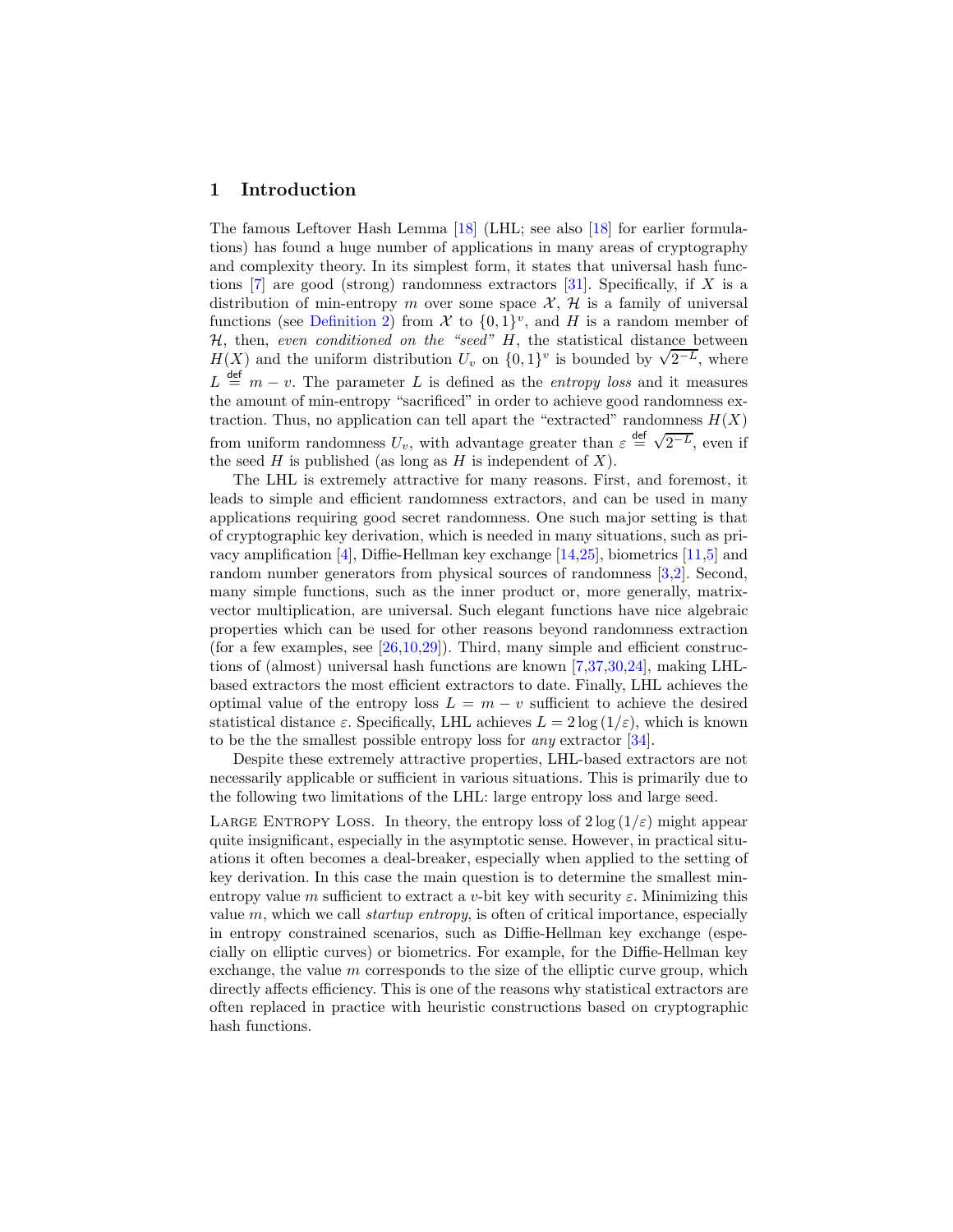## 1 Introduction

The famous Leftover Hash Lemma [18] (LHL; see also [18] for earlier formulations) has found a huge number of applications in many areas of cryptography and complexity theory. In its simplest form, it states that universal hash functions [7] are good (strong) randomness extractors [31]. Specifically, if $X$ is a distribution of min-entropy $m$ over some space $\mathcal{X}$, $\mathcal{H}$ is a family of universal functions (see Definition 2) from $\mathcal{X}$ to $\{0,1\}^v$, and $H$ is a random member of $\mathcal{H}$, then, *even conditioned on the "seed" $H$*, the statistical distance between $H(X)$ and the uniform distribution $U_v$ on $\{0,1\}^v$ is bounded by $\sqrt{2^{-L}}$, where $L \stackrel{\mathsf{def}}{=} m - v$. The parameter $L$ is defined as the *entropy loss* and it measures the amount of min-entropy "sacrificed" in order to achieve good randomness extraction. Thus, no application can tell apart the "extracted" randomness $H(X)$ from uniform randomness $U_v$, with advantage greater than $\varepsilon \stackrel{\mathsf{def}}{=} \sqrt{2^{-L}}$, even if the seed $H$ is published (as long as $H$ is independent of $X$).

The LHL is extremely attractive for many reasons. First, and foremost, it leads to simple and efficient randomness extractors, and can be used in many applications requiring good secret randomness. One such major setting is that of cryptographic key derivation, which is needed in many situations, such as privacy amplification [4], Diffie-Hellman key exchange [14,25], biometrics [11,5] and random number generators from physical sources of randomness [3,2]. Second, many simple functions, such as the inner product or, more generally, matrix-vector multiplication, are universal. Such elegant functions have nice algebraic properties which can be used for other reasons beyond randomness extraction (for a few examples, see [26,10,29]). Third, many simple and efficient constructions of (almost) universal hash functions are known [7,37,30,24], making LHL-based extractors the most efficient extractors to date. Finally, LHL achieves the optimal value of the entropy loss $L = m - v$ sufficient to achieve the desired statistical distance $\varepsilon$. Specifically, LHL achieves $L = 2\log(1/\varepsilon)$, which is known to be the the smallest possible entropy loss for *any* extractor [34].

Despite these extremely attractive properties, LHL-based extractors are not necessarily applicable or sufficient in various situations. This is primarily due to the following two limitations of the LHL: large entropy loss and large seed.

Large Entropy Loss. In theory, the entropy loss of $2\log(1/\varepsilon)$ might appear quite insignificant, especially in the asymptotic sense. However, in practical situations it often becomes a deal-breaker, especially when applied to the setting of key derivation. In this case the main question is to determine the smallest min-entropy value $m$ sufficient to extract a $v$-bit key with security $\varepsilon$. Minimizing this value $m$, which we call *startup entropy*, is often of critical importance, especially in entropy constrained scenarios, such as Diffie-Hellman key exchange (especially on elliptic curves) or biometrics. For example, for the Diffie-Hellman key exchange, the value $m$ corresponds to the size of the elliptic curve group, which directly affects efficiency. This is one of the reasons why statistical extractors are often replaced in practice with heuristic constructions based on cryptographic hash functions.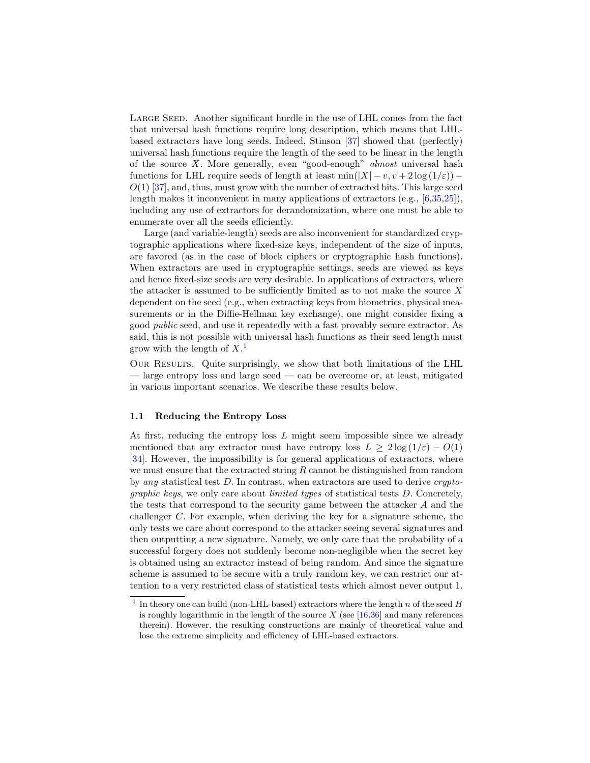**Large Seed.** Another significant hurdle in the use of LHL comes from the fact that universal hash functions require long description, which means that LHL-based extractors have long seeds. Indeed, Stinson [37] showed that (perfectly) universal hash functions require the length of the seed to be linear in the length of the source $X$. More generally, even "good-enough" *almost* universal hash functions for LHL require seeds of length at least $\min(|X| - v, v + 2\log(1/\varepsilon)) - O(1)$ [37], and, thus, must grow with the number of extracted bits. This large seed length makes it inconvenient in many applications of extractors (e.g., [6,35,25]), including any use of extractors for derandomization, where one must be able to enumerate over all the seeds efficiently.

Large (and variable-length) seeds are also inconvenient for standardized cryptographic applications where fixed-size keys, independent of the size of inputs, are favored (as in the case of block ciphers or cryptographic hash functions). When extractors are used in cryptographic settings, seeds are viewed as keys and hence fixed-size seeds are very desirable. In applications of extractors, where the attacker is assumed to be sufficiently limited as to not make the source $X$ dependent on the seed (e.g., when extracting keys from biometrics, physical measurements or in the Diffie-Hellman key exchange), one might consider fixing a good *public* seed, and use it repeatedly with a fast provably secure extractor. As said, this is not possible with universal hash functions as their seed length must grow with the length of $X$.[1]

**Our Results.** Quite surprisingly, we show that both limitations of the LHL — large entropy loss and large seed — can be overcome or, at least, mitigated in various important scenarios. We describe these results below.

### 1.1 Reducing the Entropy Loss

At first, reducing the entropy loss $L$ might seem impossible since we already mentioned that any extractor must have entropy loss $L \geq 2\log(1/\varepsilon) - O(1)$ [34]. However, the impossibility is for general applications of extractors, where we must ensure that the extracted string $R$ cannot be distinguished from random by *any* statistical test $D$. In contrast, when extractors are used to derive *cryptographic keys*, we only care about *limited types* of statistical tests $D$. Concretely, the tests that correspond to the security game between the attacker $A$ and the challenger $C$. For example, when deriving the key for a signature scheme, the only tests we care about correspond to the attacker seeing several signatures and then outputting a new signature. Namely, we only care that the probability of a successful forgery does not suddenly become non-negligible when the secret key is obtained using an extractor instead of being random. And since the signature scheme is assumed to be secure with a truly random key, we can restrict our attention to a very restricted class of statistical tests which almost never output 1.

[1] In theory one can build (non-LHL-based) extractors where the length $n$ of the seed $H$ is roughly logarithmic in the length of the source $X$ (see [16,36] and many references therein). However, the resulting constructions are mainly of theoretical value and lose the extreme simplicity and efficiency of LHL-based extractors.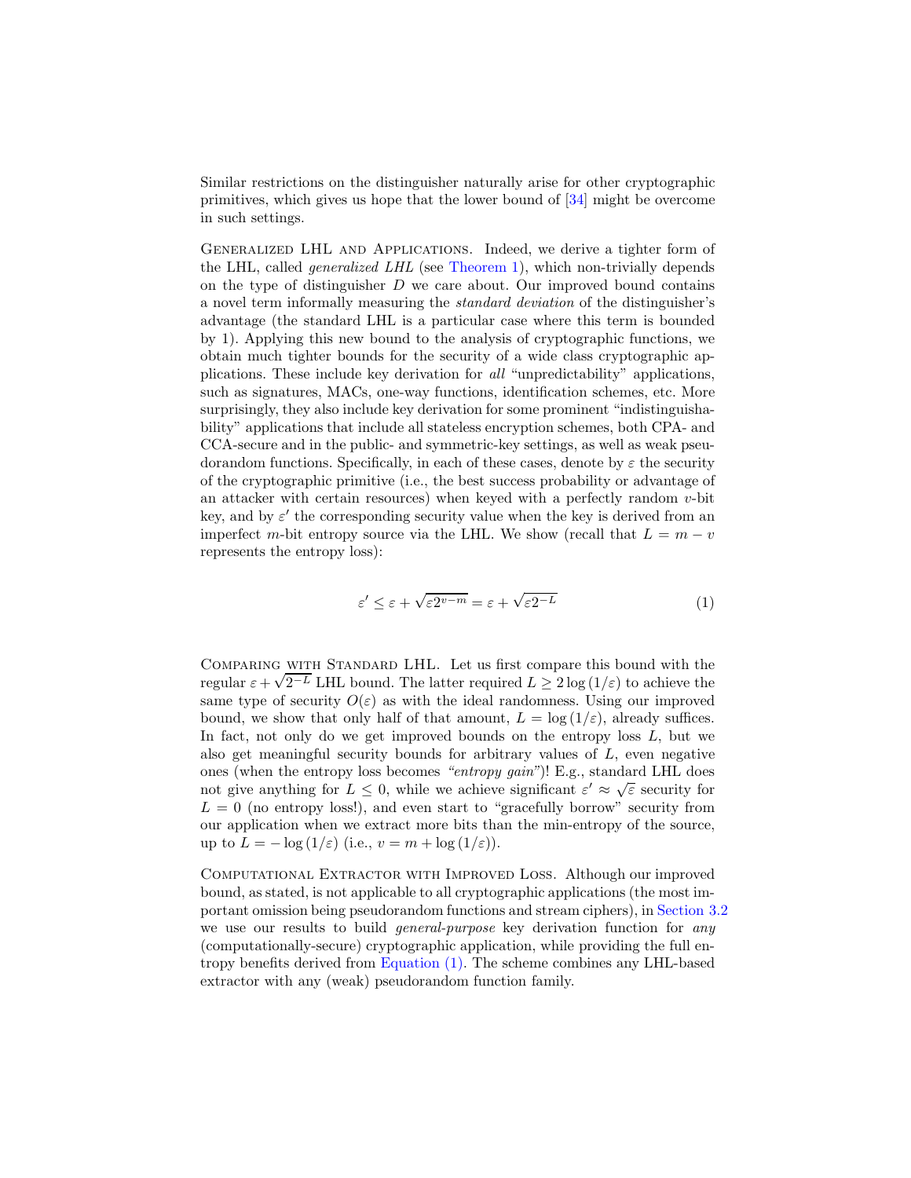Similar restrictions on the distinguisher naturally arise for other cryptographic primitives, which gives us hope that the lower bound of [34] might be overcome in such settings.

Generalized LHL and Applications. Indeed, we derive a tighter form of the LHL, called *generalized LHL* (see Theorem 1), which non-trivially depends on the type of distinguisher $D$ we care about. Our improved bound contains a novel term informally measuring the *standard deviation* of the distinguisher's advantage (the standard LHL is a particular case where this term is bounded by 1). Applying this new bound to the analysis of cryptographic functions, we obtain much tighter bounds for the security of a wide class cryptographic applications. These include key derivation for *all* "unpredictability" applications, such as signatures, MACs, one-way functions, identification schemes, etc. More surprisingly, they also include key derivation for some prominent "indistinguishability" applications that include all stateless encryption schemes, both CPA- and CCA-secure and in the public- and symmetric-key settings, as well as weak pseudorandom functions. Specifically, in each of these cases, denote by $\varepsilon$ the security of the cryptographic primitive (i.e., the best success probability or advantage of an attacker with certain resources) when keyed with a perfectly random $v$-bit key, and by $\varepsilon'$ the corresponding security value when the key is derived from an imperfect $m$-bit entropy source via the LHL. We show (recall that $L = m - v$ represents the entropy loss):

$$\varepsilon' \leq \varepsilon + \sqrt{\varepsilon 2^{v-m}} = \varepsilon + \sqrt{\varepsilon 2^{-L}} \tag{1}$$

Comparing with Standard LHL. Let us first compare this bound with the regular $\varepsilon + \sqrt{2^{-L}}$ LHL bound. The latter required $L \geq 2\log(1/\varepsilon)$ to achieve the same type of security $O(\varepsilon)$ as with the ideal randomness. Using our improved bound, we show that only half of that amount, $L = \log(1/\varepsilon)$, already suffices. In fact, not only do we get improved bounds on the entropy loss $L$, but we also get meaningful security bounds for arbitrary values of $L$, even negative ones (when the entropy loss becomes *"entropy gain"*)! E.g., standard LHL does not give anything for $L \leq 0$, while we achieve significant $\varepsilon' \approx \sqrt{\varepsilon}$ security for $L = 0$ (no entropy loss!), and even start to "gracefully borrow" security from our application when we extract more bits than the min-entropy of the source, up to $L = -\log(1/\varepsilon)$ (i.e., $v = m + \log(1/\varepsilon)$).

Computational Extractor with Improved Loss. Although our improved bound, as stated, is not applicable to all cryptographic applications (the most important omission being pseudorandom functions and stream ciphers), in Section 3.2 we use our results to build *general-purpose* key derivation function for *any* (computationally-secure) cryptographic application, while providing the full entropy benefits derived from Equation (1). The scheme combines any LHL-based extractor with any (weak) pseudorandom function family.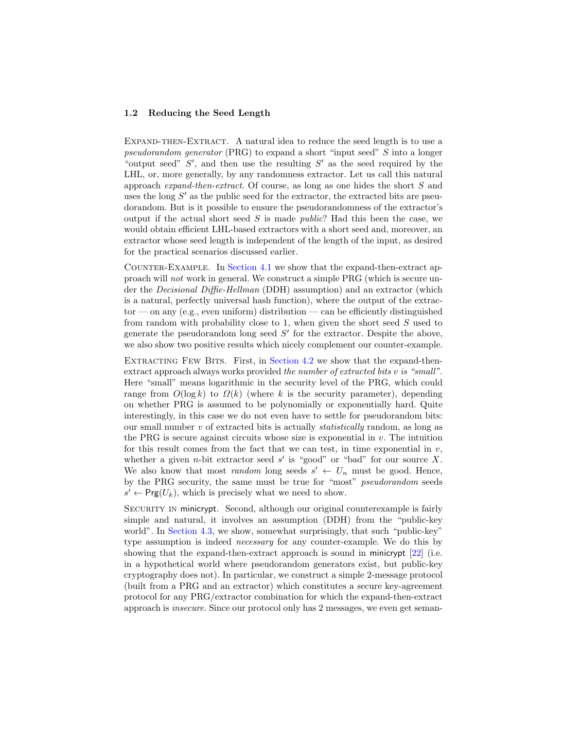### 1.2 Reducing the Seed Length

Expand-then-Extract. A natural idea to reduce the seed length is to use a *pseudorandom generator* (PRG) to expand a short "input seed" $S$ into a longer "output seed" $S'$, and then use the resulting $S'$ as the seed required by the LHL, or, more generally, by any randomness extractor. Let us call this natural approach *expand-then-extract*. Of course, as long as one hides the short $S$ and uses the long $S'$ as the public seed for the extractor, the extracted bits are pseudorandom. But is it possible to ensure the pseudorandomness of the extractor's output if the actual short seed $S$ is made *public*? Had this been the case, we would obtain efficient LHL-based extractors with a short seed and, moreover, an extractor whose seed length is independent of the length of the input, as desired for the practical scenarios discussed earlier.

Counter-Example. In Section 4.1 we show that the expand-then-extract approach will *not* work in general. We construct a simple PRG (which is secure under the *Decisional Diffie-Hellman* (DDH) assumption) and an extractor (which is a natural, perfectly universal hash function), where the output of the extractor — on any (e.g., even uniform) distribution — can be efficiently distinguished from random with probability close to 1, when given the short seed $S$ used to generate the pseudorandom long seed $S'$ for the extractor. Despite the above, we also show two positive results which nicely complement our counter-example.

Extracting Few Bits. First, in Section 4.2 we show that the expand-then-extract approach always works provided *the number of extracted bits $v$ is "small"*. Here "small" means logarithmic in the security level of the PRG, which could range from $O(\log k)$ to $\Omega(k)$ (where $k$ is the security parameter), depending on whether PRG is assumed to be polynomially or exponentially hard. Quite interestingly, in this case we do not even have to settle for pseudorandom bits: our small number $v$ of extracted bits is actually *statistically* random, as long as the PRG is secure against circuits whose size is exponential in $v$. The intuition for this result comes from the fact that we can test, in time exponential in $v$, whether a given $n$-bit extractor seed $s'$ is "good" or "bad" for our source $X$. We also know that most *random* long seeds $s' \leftarrow U_n$ must be good. Hence, by the PRG security, the same must be true for "most" *pseudorandom* seeds $s' \leftarrow \mathsf{Prg}(U_k)$, which is precisely what we need to show.

Security in minicrypt. Second, although our original counterexample is fairly simple and natural, it involves an assumption (DDH) from the "public-key world". In Section 4.3, we show, somewhat surprisingly, that such "public-key" type assumption is indeed *necessary* for any counter-example. We do this by showing that the expand-then-extract approach is sound in minicrypt [22] (i.e. in a hypothetical world where pseudorandom generators exist, but public-key cryptography does not). In particular, we construct a simple 2-message protocol (built from a PRG and an extractor) which constitutes a secure key-agreement protocol for any PRG/extractor combination for which the expand-then-extract approach is *insecure*. Since our protocol only has 2 messages, we even get seman-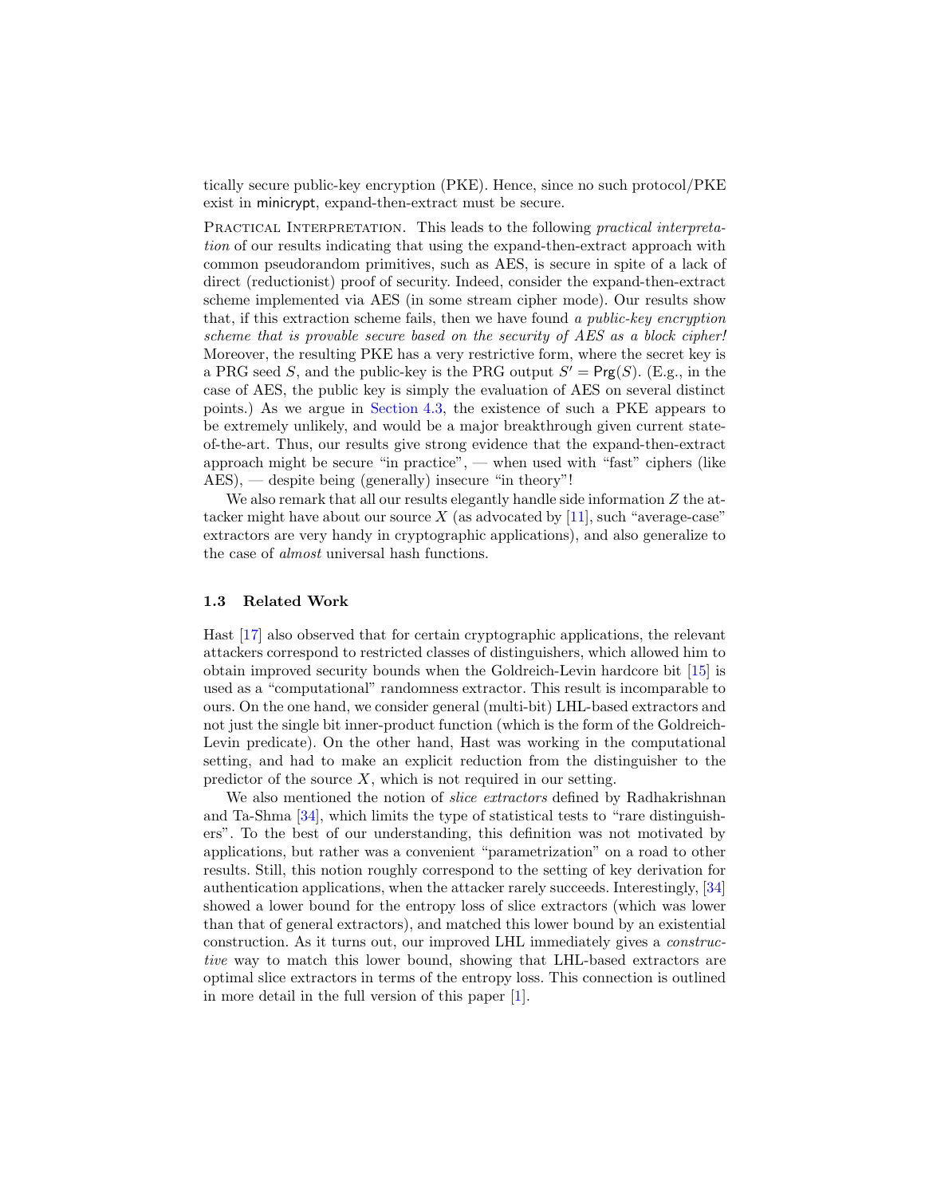tically secure public-key encryption (PKE). Hence, since no such protocol/PKE exist in minicrypt, expand-then-extract must be secure.

Practical Interpretation. This leads to the following *practical interpretation* of our results indicating that using the expand-then-extract approach with common pseudorandom primitives, such as AES, is secure in spite of a lack of direct (reductionist) proof of security. Indeed, consider the expand-then-extract scheme implemented via AES (in some stream cipher mode). Our results show that, if this extraction scheme fails, then we have found *a public-key encryption scheme that is provable secure based on the security of AES as a block cipher!* Moreover, the resulting PKE has a very restrictive form, where the secret key is a PRG seed $S$, and the public-key is the PRG output $S' = \mathsf{Prg}(S)$. (E.g., in the case of AES, the public key is simply the evaluation of AES on several distinct points.) As we argue in Section 4.3, the existence of such a PKE appears to be extremely unlikely, and would be a major breakthrough given current state-of-the-art. Thus, our results give strong evidence that the expand-then-extract approach might be secure "in practice", — when used with "fast" ciphers (like AES), — despite being (generally) insecure "in theory"!

We also remark that all our results elegantly handle side information $Z$ the attacker might have about our source $X$ (as advocated by [11], such "average-case" extractors are very handy in cryptographic applications), and also generalize to the case of *almost* universal hash functions.

### 1.3 Related Work

Hast [17] also observed that for certain cryptographic applications, the relevant attackers correspond to restricted classes of distinguishers, which allowed him to obtain improved security bounds when the Goldreich-Levin hardcore bit [15] is used as a "computational" randomness extractor. This result is incomparable to ours. On the one hand, we consider general (multi-bit) LHL-based extractors and not just the single bit inner-product function (which is the form of the Goldreich-Levin predicate). On the other hand, Hast was working in the computational setting, and had to make an explicit reduction from the distinguisher to the predictor of the source $X$, which is not required in our setting.

We also mentioned the notion of *slice extractors* defined by Radhakrishnan and Ta-Shma [34], which limits the type of statistical tests to "rare distinguishers". To the best of our understanding, this definition was not motivated by applications, but rather was a convenient "parametrization" on a road to other results. Still, this notion roughly correspond to the setting of key derivation for authentication applications, when the attacker rarely succeeds. Interestingly, [34] showed a lower bound for the entropy loss of slice extractors (which was lower than that of general extractors), and matched this lower bound by an existential construction. As it turns out, our improved LHL immediately gives a *constructive* way to match this lower bound, showing that LHL-based extractors are optimal slice extractors in terms of the entropy loss. This connection is outlined in more detail in the full version of this paper [1].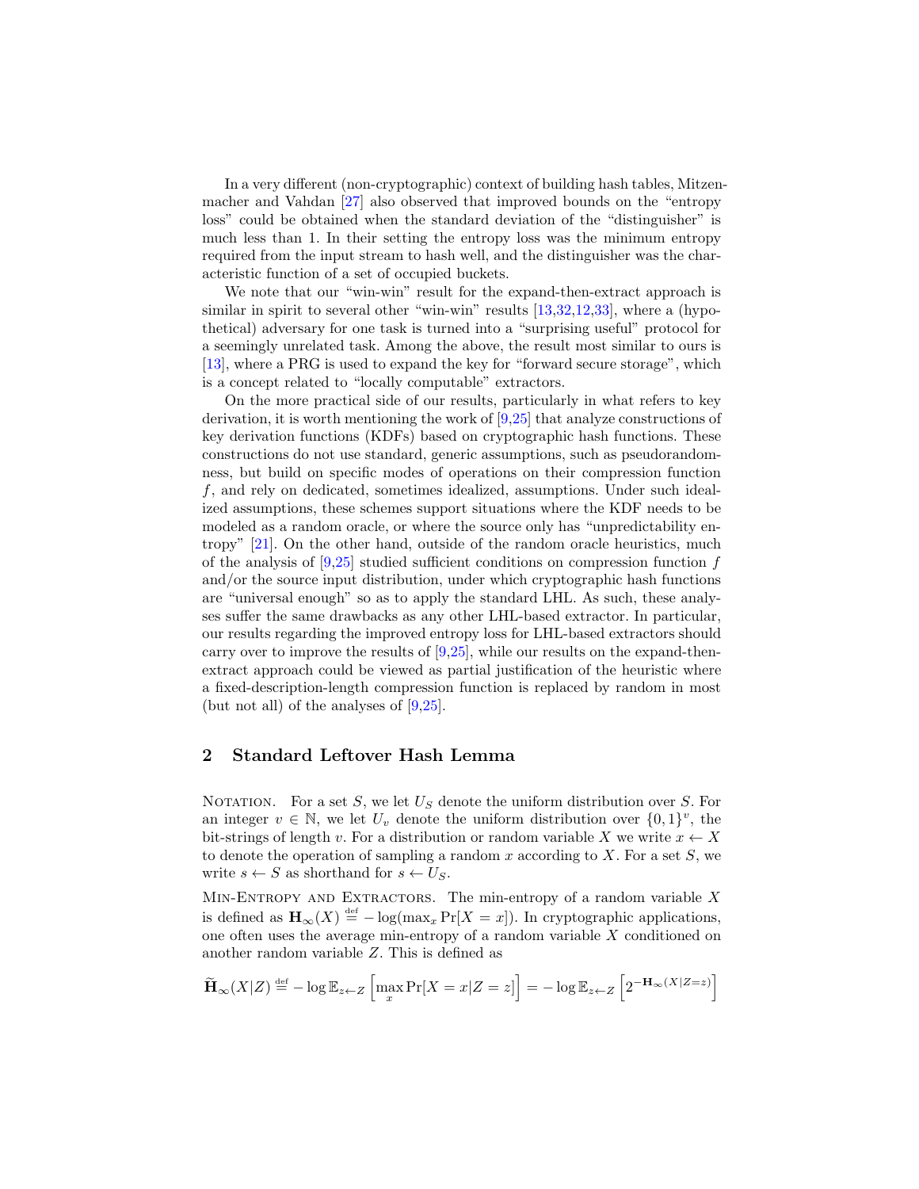In a very different (non-cryptographic) context of building hash tables, Mitzenmacher and Vahdan [27] also observed that improved bounds on the "entropy loss" could be obtained when the standard deviation of the "distinguisher" is much less than 1. In their setting the entropy loss was the minimum entropy required from the input stream to hash well, and the distinguisher was the characteristic function of a set of occupied buckets.

We note that our "win-win" result for the expand-then-extract approach is similar in spirit to several other "win-win" results [13,32,12,33], where a (hypothetical) adversary for one task is turned into a "surprising useful" protocol for a seemingly unrelated task. Among the above, the result most similar to ours is [13], where a PRG is used to expand the key for "forward secure storage", which is a concept related to "locally computable" extractors.

On the more practical side of our results, particularly in what refers to key derivation, it is worth mentioning the work of [9,25] that analyze constructions of key derivation functions (KDFs) based on cryptographic hash functions. These constructions do not use standard, generic assumptions, such as pseudorandomness, but build on specific modes of operations on their compression function $f$, and rely on dedicated, sometimes idealized, assumptions. Under such idealized assumptions, these schemes support situations where the KDF needs to be modeled as a random oracle, or where the source only has "unpredictability entropy" [21]. On the other hand, outside of the random oracle heuristics, much of the analysis of [9,25] studied sufficient conditions on compression function $f$ and/or the source input distribution, under which cryptographic hash functions are "universal enough" so as to apply the standard LHL. As such, these analyses suffer the same drawbacks as any other LHL-based extractor. In particular, our results regarding the improved entropy loss for LHL-based extractors should carry over to improve the results of [9,25], while our results on the expand-then-extract approach could be viewed as partial justification of the heuristic where a fixed-description-length compression function is replaced by random in most (but not all) of the analyses of [9,25].

## 2 Standard Leftover Hash Lemma

Notation. For a set $S$, we let $U_S$ denote the uniform distribution over $S$. For an integer $v \in \mathbb{N}$, we let $U_v$ denote the uniform distribution over $\{0,1\}^v$, the bit-strings of length $v$. For a distribution or random variable $X$ we write $x \leftarrow X$ to denote the operation of sampling a random $x$ according to $X$. For a set $S$, we write $s \leftarrow S$ as shorthand for $s \leftarrow U_S$.

Min-Entropy and Extractors. The min-entropy of a random variable $X$ is defined as $\mathbf{H}_\infty(X) \stackrel{\text{def}}{=} -\log(\max_x \Pr[X = x])$. In cryptographic applications, one often uses the average min-entropy of a random variable $X$ conditioned on another random variable $Z$. This is defined as

$$\widetilde{\mathbf{H}}_\infty(X|Z) \stackrel{\text{def}}{=} -\log \mathbb{E}_{z \leftarrow Z}\left[\max_x \Pr[X = x|Z = z]\right] = -\log \mathbb{E}_{z \leftarrow Z}\left[2^{-\mathbf{H}_\infty(X|Z=z)}\right]$$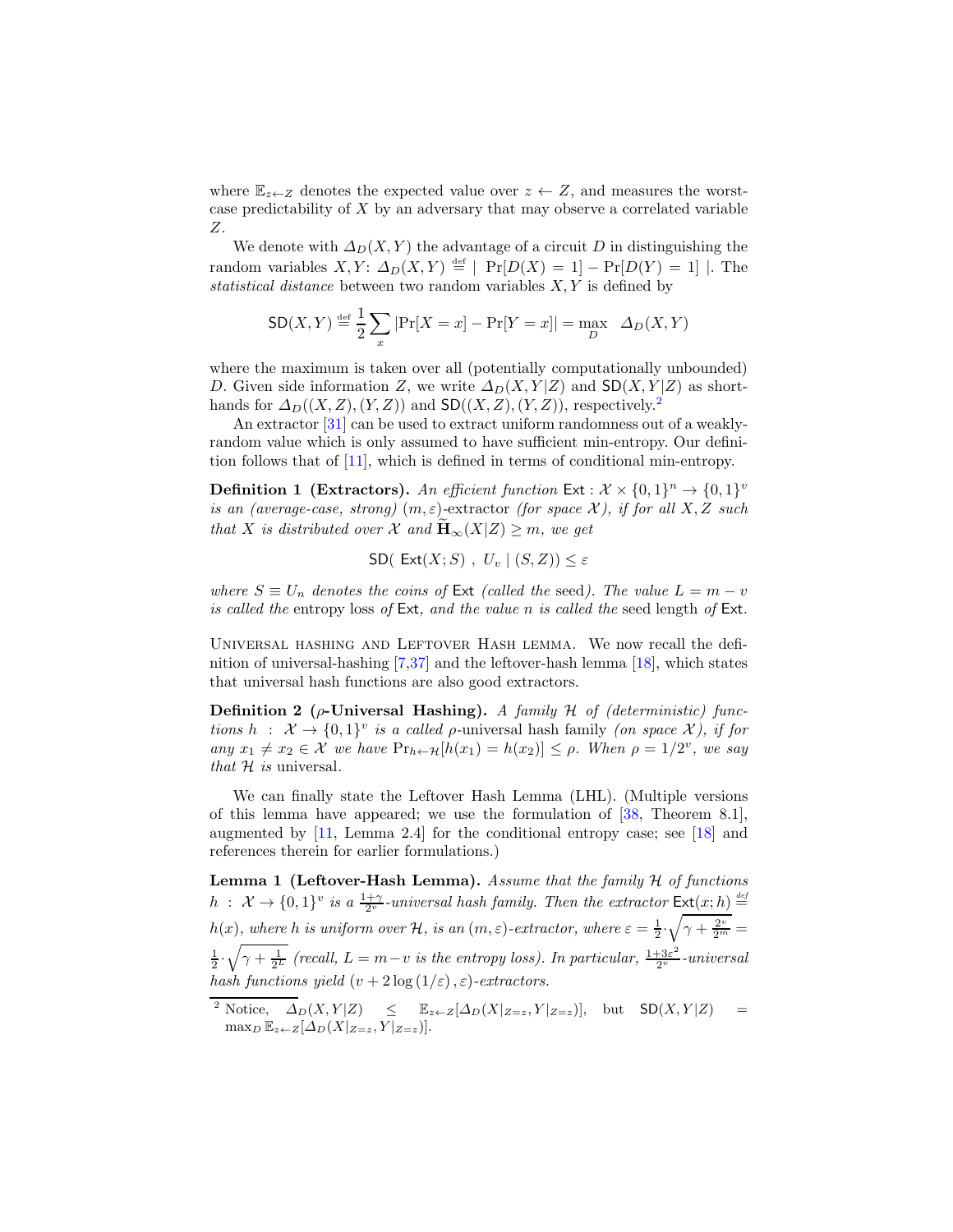where $\mathbb{E}_{z \leftarrow Z}$ denotes the expected value over $z \leftarrow Z$, and measures the worst-case predictability of $X$ by an adversary that may observe a correlated variable $Z$.

We denote with $\Delta_D(X, Y)$ the advantage of a circuit $D$ in distinguishing the random variables $X, Y$: $\Delta_D(X, Y) \stackrel{\text{def}}{=} |\ \Pr[D(X) = 1] - \Pr[D(Y) = 1]\ |$. The *statistical distance* between two random variables $X, Y$ is defined by

$$\mathsf{SD}(X, Y) \stackrel{\text{def}}{=} \frac{1}{2} \sum_x |\Pr[X = x] - \Pr[Y = x]| = \max_D \ \Delta_D(X, Y)$$

where the maximum is taken over all (potentially computationally unbounded) $D$. Given side information $Z$, we write $\Delta_D(X, Y|Z)$ and $\mathsf{SD}(X, Y|Z)$ as shorthands for $\Delta_D((X, Z), (Y, Z))$ and $\mathsf{SD}((X, Z), (Y, Z))$, respectively.[2]

An extractor [31] can be used to extract uniform randomness out of a weakly-random value which is only assumed to have sufficient min-entropy. Our definition follows that of [11], which is defined in terms of conditional min-entropy.

**Definition 1 (Extractors).** *An efficient function $\mathsf{Ext} : \mathcal{X} \times \{0,1\}^n \to \{0,1\}^v$ is an (average-case, strong) $(m, \varepsilon)$-extractor (for space $\mathcal{X}$), if for all $X, Z$ such that $X$ is distributed over $\mathcal{X}$ and $\widetilde{\mathbf{H}}_\infty(X|Z) \geq m$, we get*

$$\mathsf{SD}(\ \mathsf{Ext}(X; S)\ ,\ U_v \mid (S, Z)) \leq \varepsilon$$

*where $S \equiv U_n$ denotes the coins of $\mathsf{Ext}$ (called the* seed*). The value $L = m - v$ is called the* entropy loss *of $\mathsf{Ext}$, and the value $n$ is called the* seed length *of $\mathsf{Ext}$.*

Universal hashing and Leftover Hash lemma. We now recall the definition of universal-hashing [7,37] and the leftover-hash lemma [18], which states that universal hash functions are also good extractors.

**Definition 2 ($\rho$-Universal Hashing).** *A family $\mathcal{H}$ of (deterministic) functions $h : \mathcal{X} \to \{0,1\}^v$ is a called $\rho$-universal hash family (on space $\mathcal{X}$), if for any $x_1 \neq x_2 \in \mathcal{X}$ we have $\Pr_{h \leftarrow \mathcal{H}}[h(x_1) = h(x_2)] \leq \rho$. When $\rho = 1/2^v$, we say that $\mathcal{H}$ is* universal*.*

We can finally state the Leftover Hash Lemma (LHL). (Multiple versions of this lemma have appeared; we use the formulation of [38, Theorem 8.1], augmented by [11, Lemma 2.4] for the conditional entropy case; see [18] and references therein for earlier formulations.)

**Lemma 1 (Leftover-Hash Lemma).** *Assume that the family $\mathcal{H}$ of functions $h : \mathcal{X} \to \{0,1\}^v$ is a $\frac{1+\gamma}{2^v}$-universal hash family. Then the extractor $\mathsf{Ext}(x; h) \stackrel{\text{def}}{=} h(x)$, where $h$ is uniform over $\mathcal{H}$, is an $(m, \varepsilon)$-extractor, where $\varepsilon = \frac{1}{2} \cdot \sqrt{\gamma + \frac{2^v}{2^m}} = \frac{1}{2} \cdot \sqrt{\gamma + \frac{1}{2^L}}$ (recall, $L = m - v$ is the entropy loss). In particular, $\frac{1+3\varepsilon^2}{2^v}$-universal hash functions yield $(v + 2\log(1/\varepsilon), \varepsilon)$-extractors.*

[2] Notice, $\Delta_D(X, Y|Z) \leq \mathbb{E}_{z \leftarrow Z}[\Delta_D(X|_{Z=z}, Y|_{Z=z})]$, but $\mathsf{SD}(X, Y|Z) = \max_D \mathbb{E}_{z \leftarrow Z}[\Delta_D(X|_{Z=z}, Y|_{Z=z})]$.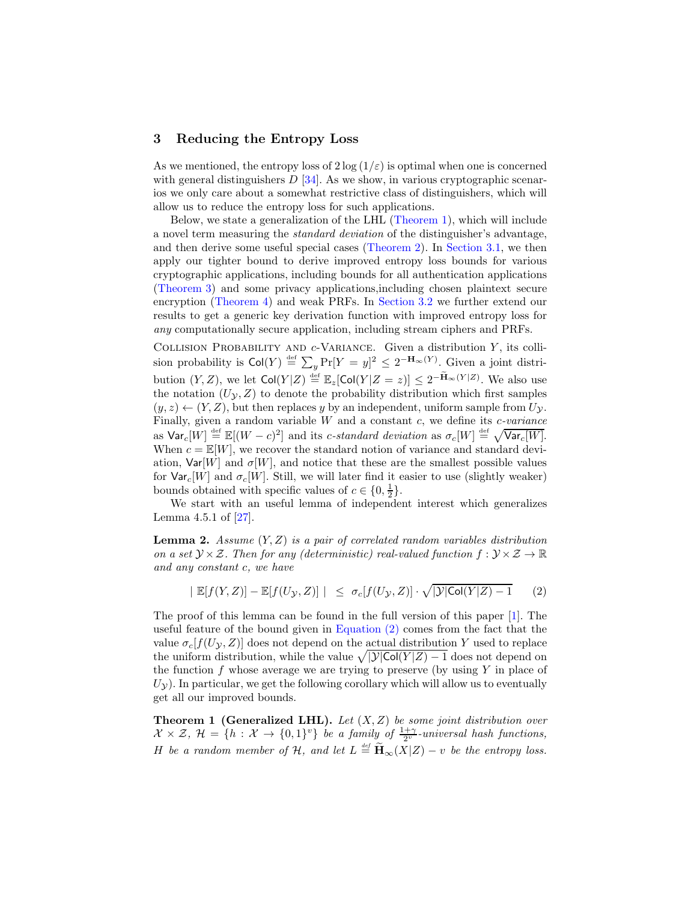## 3 Reducing the Entropy Loss

As we mentioned, the entropy loss of $2\log(1/\varepsilon)$ is optimal when one is concerned with general distinguishers $D$ [34]. As we show, in various cryptographic scenarios we only care about a somewhat restrictive class of distinguishers, which will allow us to reduce the entropy loss for such applications.

Below, we state a generalization of the LHL (Theorem 1), which will include a novel term measuring the *standard deviation* of the distinguisher's advantage, and then derive some useful special cases (Theorem 2). In Section 3.1, we then apply our tighter bound to derive improved entropy loss bounds for various cryptographic applications, including bounds for all authentication applications (Theorem 3) and some privacy applications,including chosen plaintext secure encryption (Theorem 4) and weak PRFs. In Section 3.2 we further extend our results to get a generic key derivation function with improved entropy loss for *any* computationally secure application, including stream ciphers and PRFs.

Collision Probability and $c$-Variance. Given a distribution $Y$, its collision probability is $\mathsf{Col}(Y) \stackrel{\text{def}}{=} \sum_y \Pr[Y = y]^2 \leq 2^{-\mathbf{H}_\infty(Y)}$. Given a joint distribution $(Y,Z)$, we let $\mathsf{Col}(Y|Z) \stackrel{\text{def}}{=} \mathbb{E}_z[\mathsf{Col}(Y|Z = z)] \leq 2^{-\widetilde{\mathbf{H}}_\infty(Y|Z)}$. We also use the notation $(U_\mathcal{Y}, Z)$ to denote the probability distribution which first samples $(y,z) \leftarrow (Y,Z)$, but then replaces $y$ by an independent, uniform sample from $U_\mathcal{Y}$. Finally, given a random variable $W$ and a constant $c$, we define its *c-variance* as $\mathsf{Var}_c[W] \stackrel{\text{def}}{=} \mathbb{E}[(W-c)^2]$ and its *c-standard deviation* as $\sigma_c[W] \stackrel{\text{def}}{=} \sqrt{\mathsf{Var}_c[W]}$. When $c = \mathbb{E}[W]$, we recover the standard notion of variance and standard deviation, $\mathsf{Var}[W]$ and $\sigma[W]$, and notice that these are the smallest possible values for $\mathsf{Var}_c[W]$ and $\sigma_c[W]$. Still, we will later find it easier to use (slightly weaker) bounds obtained with specific values of $c \in \{0, \frac{1}{2}\}$.

We start with an useful lemma of independent interest which generalizes Lemma 4.5.1 of [27].

**Lemma 2.** *Assume $(Y,Z)$ is a pair of correlated random variables distribution on a set $\mathcal{Y} \times \mathcal{Z}$. Then for any (deterministic) real-valued function $f : \mathcal{Y} \times \mathcal{Z} \to \mathbb{R}$ and any constant $c$, we have*

$$| \ \mathbb{E}[f(Y,Z)] - \mathbb{E}[f(U_\mathcal{Y}, Z)] \ | \ \leq \ \sigma_c[f(U_\mathcal{Y}, Z)] \cdot \sqrt{|\mathcal{Y}|\mathsf{Col}(Y|Z) - 1} \qquad (2)$$

The proof of this lemma can be found in the full version of this paper [1]. The useful feature of the bound given in Equation (2) comes from the fact that the value $\sigma_c[f(U_\mathcal{Y}, Z)]$ does not depend on the actual distribution $Y$ used to replace the uniform distribution, while the value $\sqrt{|\mathcal{Y}|\mathsf{Col}(Y|Z) - 1}$ does not depend on the function $f$ whose average we are trying to preserve (by using $Y$ in place of $U_\mathcal{Y}$). In particular, we get the following corollary which will allow us to eventually get all our improved bounds.

**Theorem 1 (Generalized LHL).** *Let $(X,Z)$ be some joint distribution over $\mathcal{X} \times \mathcal{Z}$, $\mathcal{H} = \{h : \mathcal{X} \to \{0,1\}^v\}$ be a family of $\frac{1+\gamma}{2^v}$-universal hash functions, $H$ be a random member of $\mathcal{H}$, and let $L \stackrel{\text{def}}{=} \widetilde{\mathbf{H}}_\infty(X|Z) - v$ be the entropy loss.*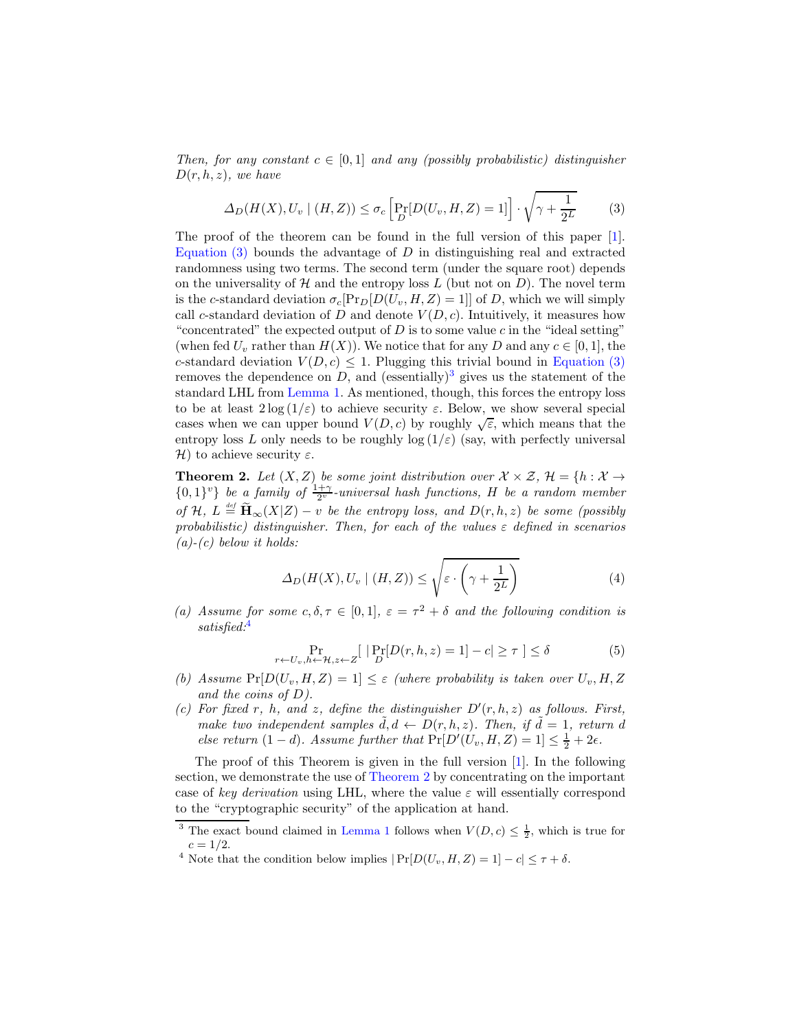*Then, for any constant $c \in [0,1]$ and any (possibly probabilistic) distinguisher $D(r,h,z)$, we have*

$$\Delta_D(H(X), U_v \mid (H,Z)) \leq \sigma_c\left[\Pr_D[D(U_v,H,Z)=1]\right] \cdot \sqrt{\gamma + \frac{1}{2^L}} \tag{3}$$

The proof of the theorem can be found in the full version of this paper [1]. Equation (3) bounds the advantage of $D$ in distinguishing real and extracted randomness using two terms. The second term (under the square root) depends on the universality of $\mathcal{H}$ and the entropy loss $L$ (but not on $D$). The novel term is the $c$-standard deviation $\sigma_c[\Pr_D[D(U_v,H,Z)=1]]$ of $D$, which we will simply call $c$-standard deviation of $D$ and denote $V(D,c)$. Intuitively, it measures how "concentrated" the expected output of $D$ is to some value $c$ in the "ideal setting" (when fed $U_v$ rather than $H(X)$). We notice that for any $D$ and any $c \in [0,1]$, the $c$-standard deviation $V(D,c) \leq 1$. Plugging this trivial bound in Equation (3) removes the dependence on $D$, and (essentially)[3] gives us the statement of the standard LHL from Lemma 1. As mentioned, though, this forces the entropy loss to be at least $2\log(1/\varepsilon)$ to achieve security $\varepsilon$. Below, we show several special cases when we can upper bound $V(D,c)$ by roughly $\sqrt{\varepsilon}$, which means that the entropy loss $L$ only needs to be roughly $\log(1/\varepsilon)$ (say, with perfectly universal $\mathcal{H}$) to achieve security $\varepsilon$.

**Theorem 2.** *Let $(X,Z)$ be some joint distribution over $\mathcal{X} \times \mathcal{Z}$, $\mathcal{H} = \{h : \mathcal{X} \to \{0,1\}^v\}$ be a family of $\frac{1+\gamma}{2^v}$-universal hash functions, $H$ be a random member of $\mathcal{H}$, $L \stackrel{def}{=} \widetilde{\mathbf{H}}_\infty(X|Z) - v$ be the entropy loss, and $D(r,h,z)$ be some (possibly probabilistic) distinguisher. Then, for each of the values $\varepsilon$ defined in scenarios (a)-(c) below it holds:*

$$\Delta_D(H(X), U_v \mid (H,Z)) \leq \sqrt{\varepsilon \cdot \left(\gamma + \frac{1}{2^L}\right)} \tag{4}$$

*(a) Assume for some $c, \delta, \tau \in [0,1]$, $\varepsilon = \tau^2 + \delta$ and the following condition is satisfied:*[4]

$$\Pr_{r \leftarrow U_v, h \leftarrow \mathcal{H}, z \leftarrow Z}\left[\ \left|\Pr_D[D(r,h,z)=1] - c\right| \geq \tau\ \right] \leq \delta \tag{5}$$

*(b) Assume $\Pr[D(U_v,H,Z)=1] \leq \varepsilon$ (where probability is taken over $U_v, H, Z$ and the coins of $D$).*

*(c) For fixed $r$, $h$, and $z$, define the distinguisher $D'(r,h,z)$ as follows. First, make two independent samples $\tilde{d}, d \leftarrow D(r,h,z)$. Then, if $\tilde{d} = 1$, return $d$ else return $(1-d)$. Assume further that $\Pr[D'(U_v,H,Z)=1] \leq \frac{1}{2} + 2\epsilon$.*

The proof of this Theorem is given in the full version [1]. In the following section, we demonstrate the use of Theorem 2 by concentrating on the important case of *key derivation* using LHL, where the value $\varepsilon$ will essentially correspond to the "cryptographic security" of the application at hand.

---

[3] The exact bound claimed in Lemma 1 follows when $V(D,c) \leq \frac{1}{2}$, which is true for $c = 1/2$.

[4] Note that the condition below implies $|\Pr[D(U_v,H,Z)=1] - c| \leq \tau + \delta$.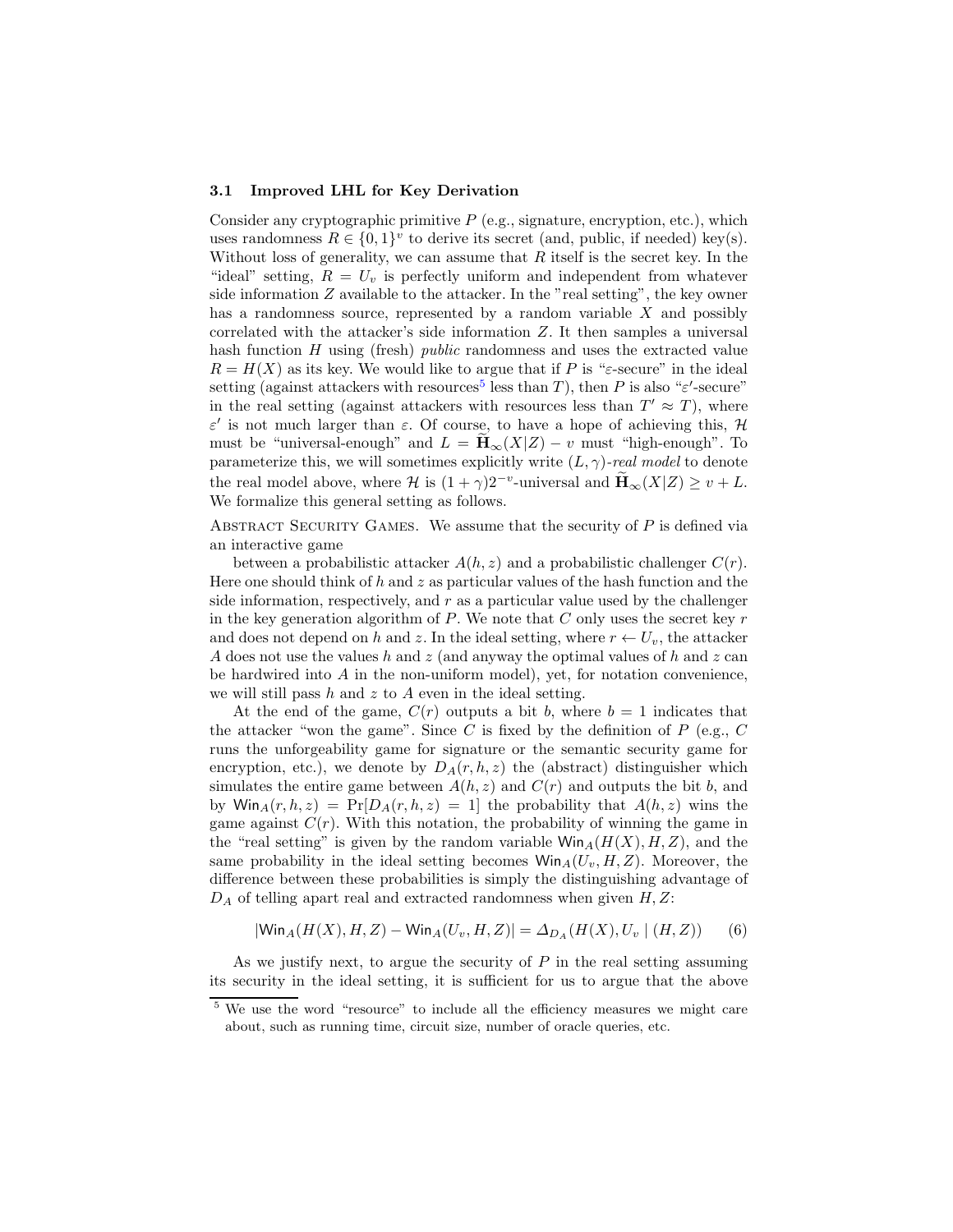### 3.1 Improved LHL for Key Derivation

Consider any cryptographic primitive $P$ (e.g., signature, encryption, etc.), which uses randomness $R \in \{0,1\}^v$ to derive its secret (and, public, if needed) key(s). Without loss of generality, we can assume that $R$ itself is the secret key. In the "ideal" setting, $R = U_v$ is perfectly uniform and independent from whatever side information $Z$ available to the attacker. In the "real setting", the key owner has a randomness source, represented by a random variable $X$ and possibly correlated with the attacker's side information $Z$. It then samples a universal hash function $H$ using (fresh) *public* randomness and uses the extracted value $R = H(X)$ as its key. We would like to argue that if $P$ is "$\varepsilon$-secure" in the ideal setting (against attackers with resources[5] less than $T$), then $P$ is also "$\varepsilon'$-secure" in the real setting (against attackers with resources less than $T' \approx T$), where $\varepsilon'$ is not much larger than $\varepsilon$. Of course, to have a hope of achieving this, $\mathcal{H}$ must be "universal-enough" and $L = \widetilde{\mathbf{H}}_\infty(X|Z) - v$ must "high-enough". To parameterize this, we will sometimes explicitly write $(L, \gamma)$-*real model* to denote the real model above, where $\mathcal{H}$ is $(1+\gamma)2^{-v}$-universal and $\widetilde{\mathbf{H}}_\infty(X|Z) \geq v + L$. We formalize this general setting as follows.

Abstract Security Games. We assume that the security of $P$ is defined via an interactive game

between a probabilistic attacker $A(h, z)$ and a probabilistic challenger $C(r)$. Here one should think of $h$ and $z$ as particular values of the hash function and the side information, respectively, and $r$ as a particular value used by the challenger in the key generation algorithm of $P$. We note that $C$ only uses the secret key $r$ and does not depend on $h$ and $z$. In the ideal setting, where $r \leftarrow U_v$, the attacker $A$ does not use the values $h$ and $z$ (and anyway the optimal values of $h$ and $z$ can be hardwired into $A$ in the non-uniform model), yet, for notation convenience, we will still pass $h$ and $z$ to $A$ even in the ideal setting.

At the end of the game, $C(r)$ outputs a bit $b$, where $b = 1$ indicates that the attacker "won the game". Since $C$ is fixed by the definition of $P$ (e.g., $C$ runs the unforgeability game for signature or the semantic security game for encryption, etc.), we denote by $D_A(r, h, z)$ the (abstract) distinguisher which simulates the entire game between $A(h, z)$ and $C(r)$ and outputs the bit $b$, and by $\mathsf{Win}_A(r, h, z) = \Pr[D_A(r, h, z) = 1]$ the probability that $A(h, z)$ wins the game against $C(r)$. With this notation, the probability of winning the game in the "real setting" is given by the random variable $\mathsf{Win}_A(H(X), H, Z)$, and the same probability in the ideal setting becomes $\mathsf{Win}_A(U_v, H, Z)$. Moreover, the difference between these probabilities is simply the distinguishing advantage of $D_A$ of telling apart real and extracted randomness when given $H, Z$:

$$|\mathsf{Win}_A(H(X), H, Z) - \mathsf{Win}_A(U_v, H, Z)| = \Delta_{D_A}(H(X), U_v \mid (H, Z)) \qquad (6)$$

As we justify next, to argue the security of $P$ in the real setting assuming its security in the ideal setting, it is sufficient for us to argue that the above

[5] We use the word "resource" to include all the efficiency measures we might care about, such as running time, circuit size, number of oracle queries, etc.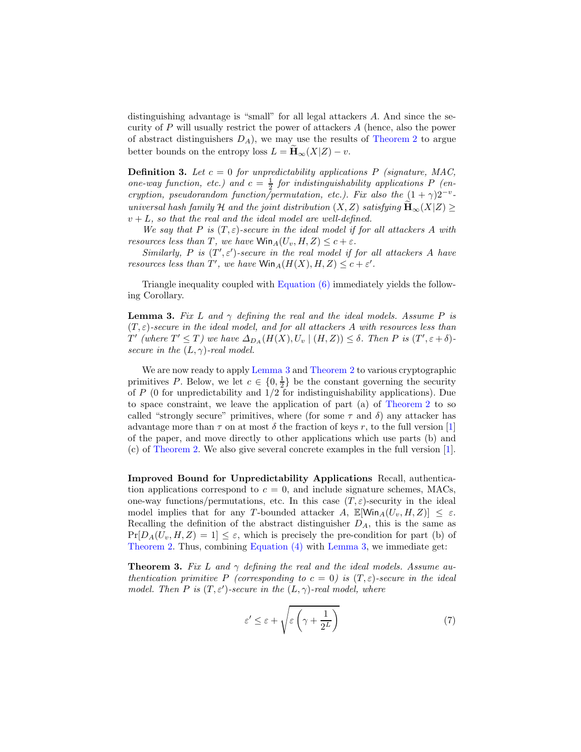distinguishing advantage is "small" for all legal attackers $A$. And since the security of $P$ will usually restrict the power of attackers $A$ (hence, also the power of abstract distinguishers $D_A$), we may use the results of Theorem 2 to argue better bounds on the entropy loss $L = \widetilde{\mathbf{H}}_\infty(X|Z) - v$.

**Definition 3.** *Let $c = 0$ for unpredictability applications $P$ (signature, MAC, one-way function, etc.) and $c = \frac{1}{2}$ for indistinguishability applications $P$ (encryption, pseudorandom function/permutation, etc.). Fix also the $(1+\gamma)2^{-v}$-universal hash family $\mathcal{H}$ and the joint distribution $(X, Z)$ satisfying $\widetilde{\mathbf{H}}_\infty(X|Z) \geq v + L$, so that the real and the ideal model are well-defined.*

*We say that $P$ is $(T, \varepsilon)$-secure in the ideal model if for all attackers $A$ with resources less than $T$, we have $\mathsf{Win}_A(U_v, H, Z) \leq c + \varepsilon$.*

*Similarly, $P$ is $(T', \varepsilon')$-secure in the real model if for all attackers $A$ have resources less than $T'$, we have $\mathsf{Win}_A(H(X), H, Z) \leq c + \varepsilon'$.*

Triangle inequality coupled with Equation (6) immediately yields the following Corollary.

**Lemma 3.** *Fix $L$ and $\gamma$ defining the real and the ideal models. Assume $P$ is $(T, \varepsilon)$-secure in the ideal model, and for all attackers $A$ with resources less than $T'$ (where $T' \leq T$) we have $\Delta_{D_A}(H(X), U_v \mid (H, Z)) \leq \delta$. Then $P$ is $(T', \varepsilon + \delta)$-secure in the $(L, \gamma)$-real model.*

We are now ready to apply Lemma 3 and Theorem 2 to various cryptographic primitives $P$. Below, we let $c \in \{0, \frac{1}{2}\}$ be the constant governing the security of $P$ (0 for unpredictability and $1/2$ for indistinguishability applications). Due to space constraint, we leave the application of part (a) of Theorem 2 to so called "strongly secure" primitives, where (for some $\tau$ and $\delta$) any attacker has advantage more than $\tau$ on at most $\delta$ the fraction of keys $r$, to the full version [1] of the paper, and move directly to other applications which use parts (b) and (c) of Theorem 2. We also give several concrete examples in the full version [1].

**Improved Bound for Unpredictability Applications** Recall, authentication applications correspond to $c = 0$, and include signature schemes, MACs, one-way functions/permutations, etc. In this case $(T, \varepsilon)$-security in the ideal model implies that for any $T$-bounded attacker $A$, $\mathbb{E}[\mathsf{Win}_A(U_v, H, Z)] \leq \varepsilon$. Recalling the definition of the abstract distinguisher $D_A$, this is the same as $\Pr[D_A(U_v, H, Z) = 1] \leq \varepsilon$, which is precisely the pre-condition for part (b) of Theorem 2. Thus, combining Equation (4) with Lemma 3, we immediate get:

**Theorem 3.** *Fix $L$ and $\gamma$ defining the real and the ideal models. Assume authentication primitive $P$ (corresponding to $c = 0$) is $(T, \varepsilon)$-secure in the ideal model. Then $P$ is $(T, \varepsilon')$-secure in the $(L, \gamma)$-real model, where*

$$\varepsilon' \leq \varepsilon + \sqrt{\varepsilon \left(\gamma + \frac{1}{2^L}\right)} \tag{7}$$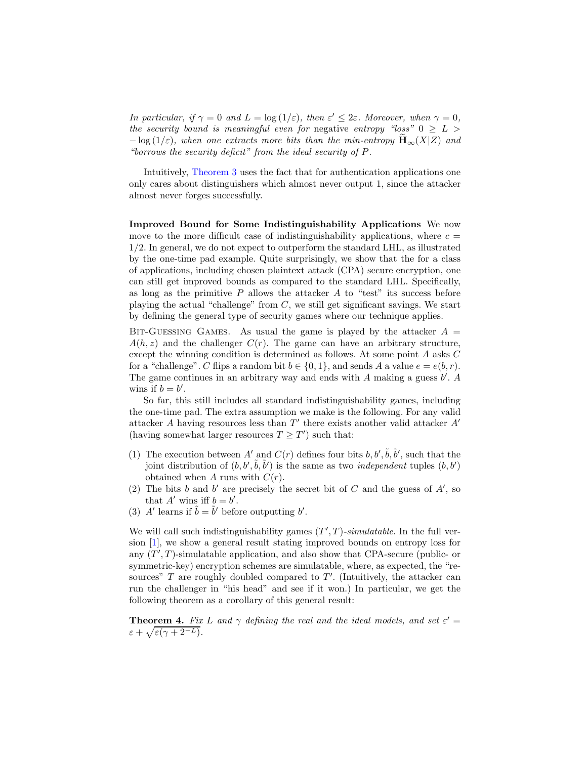*In particular, if $\gamma = 0$ and $L = \log(1/\varepsilon)$, then $\varepsilon' \leq 2\varepsilon$. Moreover, when $\gamma = 0$, the security bound is meaningful even for* negative *entropy "loss" $0 \geq L > -\log(1/\varepsilon)$, when one extracts more bits than the min-entropy $\widetilde{\mathbf{H}}_\infty(X|Z)$ and "borrows the security deficit" from the ideal security of $P$.*

Intuitively, Theorem 3 uses the fact that for authentication applications one only cares about distinguishers which almost never output 1, since the attacker almost never forges successfully.

**Improved Bound for Some Indistinguishability Applications** We now move to the more difficult case of indistinguishability applications, where $c = 1/2$. In general, we do not expect to outperform the standard LHL, as illustrated by the one-time pad example. Quite surprisingly, we show that the for a class of applications, including chosen plaintext attack (CPA) secure encryption, one can still get improved bounds as compared to the standard LHL. Specifically, as long as the primitive $P$ allows the attacker $A$ to "test" its success before playing the actual "challenge" from $C$, we still get significant savings. We start by defining the general type of security games where our technique applies.

Bit-Guessing Games. As usual the game is played by the attacker $A = A(h, z)$ and the challenger $C(r)$. The game can have an arbitrary structure, except the winning condition is determined as follows. At some point $A$ asks $C$ for a "challenge". $C$ flips a random bit $b \in \{0, 1\}$, and sends $A$ a value $e = e(b, r)$. The game continues in an arbitrary way and ends with $A$ making a guess $b'$. $A$ wins if $b = b'$.

So far, this still includes all standard indistinguishability games, including the one-time pad. The extra assumption we make is the following. For any valid attacker $A$ having resources less than $T'$ there exists another valid attacker $A'$ (having somewhat larger resources $T \geq T'$) such that:

1. The execution between $A'$ and $C(r)$ defines four bits $b, b', \tilde{b}, \tilde{b}'$, such that the joint distribution of $(b, b', \tilde{b}, \tilde{b}')$ is the same as two *independent* tuples $(b, b')$ obtained when $A$ runs with $C(r)$.
2. The bits $b$ and $b'$ are precisely the secret bit of $C$ and the guess of $A'$, so that $A'$ wins iff $b = b'$.
3. $A'$ learns if $\tilde{b} = \tilde{b}'$ before outputting $b'$.

We will call such indistinguishability games $(T', T)$-*simulatable*. In the full version [1], we show a general result stating improved bounds on entropy loss for any $(T', T)$-simulatable application, and also show that CPA-secure (public- or symmetric-key) encryption schemes are simulatable, where, as expected, the "resources" $T$ are roughly doubled compared to $T'$. (Intuitively, the attacker can run the challenger in "his head" and see if it won.) In particular, we get the following theorem as a corollary of this general result:

**Theorem 4.** *Fix $L$ and $\gamma$ defining the real and the ideal models, and set $\varepsilon' = \varepsilon + \sqrt{\varepsilon(\gamma + 2^{-L})}$.*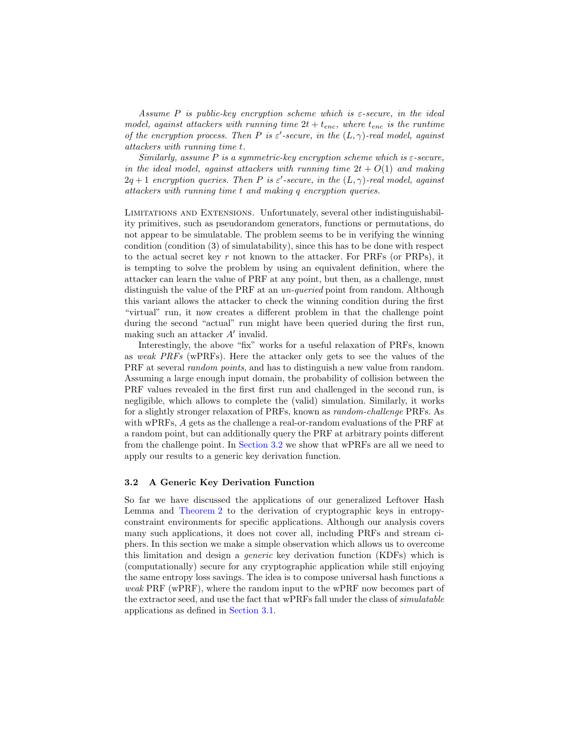*Assume $P$ is public-key encryption scheme which is $\varepsilon$-secure, in the ideal model, against attackers with running time $2t + t_{enc}$, where $t_{enc}$ is the runtime of the encryption process. Then $P$ is $\varepsilon'$-secure, in the $(L, \gamma)$-real model, against attackers with running time $t$.*

*Similarly, assume $P$ is a symmetric-key encryption scheme which is $\varepsilon$-secure, in the ideal model, against attackers with running time $2t + O(1)$ and making $2q + 1$ encryption queries. Then $P$ is $\varepsilon'$-secure, in the $(L, \gamma)$-real model, against attackers with running time $t$ and making $q$ encryption queries.*

Limitations and Extensions. Unfortunately, several other indistinguishability primitives, such as pseudorandom generators, functions or permutations, do not appear to be simulatable. The problem seems to be in verifying the winning condition (condition (3) of simulatability), since this has to be done with respect to the actual secret key $r$ not known to the attacker. For PRFs (or PRPs), it is tempting to solve the problem by using an equivalent definition, where the attacker can learn the value of PRF at any point, but then, as a challenge, must distinguish the value of the PRF at an *un-queried* point from random. Although this variant allows the attacker to check the winning condition during the first "virtual" run, it now creates a different problem in that the challenge point during the second "actual" run might have been queried during the first run, making such an attacker $A'$ invalid.

Interestingly, the above "fix" works for a useful relaxation of PRFs, known as *weak PRFs* (wPRFs). Here the attacker only gets to see the values of the PRF at several *random points*, and has to distinguish a new value from random. Assuming a large enough input domain, the probability of collision between the PRF values revealed in the first first run and challenged in the second run, is negligible, which allows to complete the (valid) simulation. Similarly, it works for a slightly stronger relaxation of PRFs, known as *random-challenge* PRFs. As with wPRFs, $A$ gets as the challenge a real-or-random evaluations of the PRF at a random point, but can additionally query the PRF at arbitrary points different from the challenge point. In Section 3.2 we show that wPRFs are all we need to apply our results to a generic key derivation function.

### 3.2 A Generic Key Derivation Function

So far we have discussed the applications of our generalized Leftover Hash Lemma and Theorem 2 to the derivation of cryptographic keys in entropy-constraint environments for specific applications. Although our analysis covers many such applications, it does not cover all, including PRFs and stream ciphers. In this section we make a simple observation which allows us to overcome this limitation and design a *generic* key derivation function (KDFs) which is (computationally) secure for any cryptographic application while still enjoying the same entropy loss savings. The idea is to compose universal hash functions a *weak* PRF (wPRF), where the random input to the wPRF now becomes part of the extractor seed, and use the fact that wPRFs fall under the class of *simulatable* applications as defined in Section 3.1.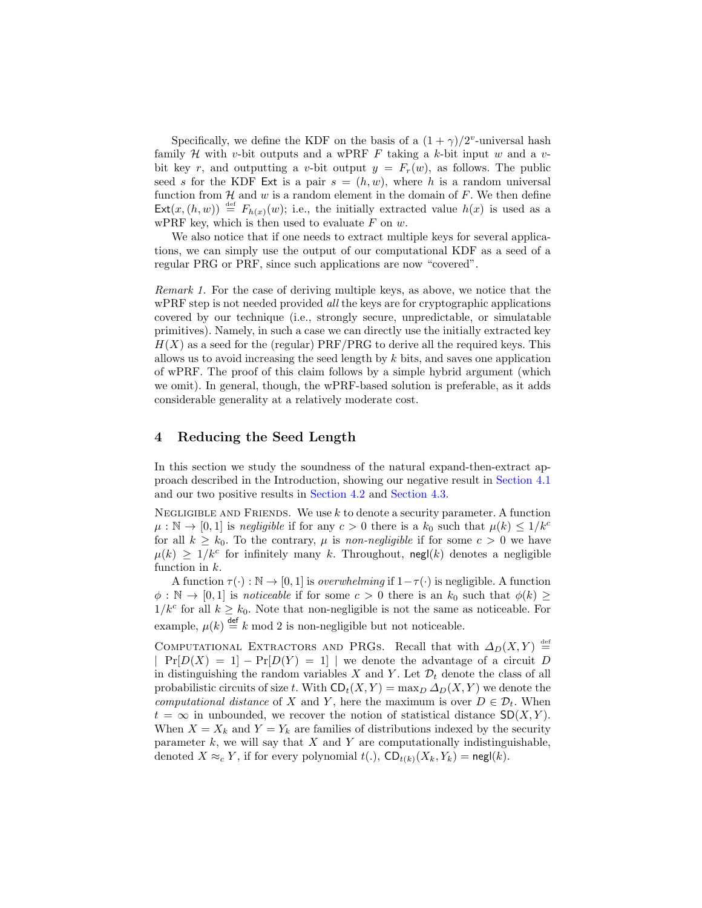Specifically, we define the KDF on the basis of a $(1+\gamma)/2^v$-universal hash family $\mathcal{H}$ with $v$-bit outputs and a wPRF $F$ taking a $k$-bit input $w$ and a $v$-bit key $r$, and outputting a $v$-bit output $y = F_r(w)$, as follows. The public seed $s$ for the KDF $\mathsf{Ext}$ is a pair $s = (h, w)$, where $h$ is a random universal function from $\mathcal{H}$ and $w$ is a random element in the domain of $F$. We then define $\mathsf{Ext}(x, (h, w)) \stackrel{\text{def}}{=} F_{h(x)}(w)$; i.e., the initially extracted value $h(x)$ is used as a wPRF key, which is then used to evaluate $F$ on $w$.

We also notice that if one needs to extract multiple keys for several applications, we can simply use the output of our computational KDF as a seed of a regular PRG or PRF, since such applications are now "covered".

*Remark 1.* For the case of deriving multiple keys, as above, we notice that the wPRF step is not needed provided *all* the keys are for cryptographic applications covered by our technique (i.e., strongly secure, unpredictable, or simulatable primitives). Namely, in such a case we can directly use the initially extracted key $H(X)$ as a seed for the (regular) PRF/PRG to derive all the required keys. This allows us to avoid increasing the seed length by $k$ bits, and saves one application of wPRF. The proof of this claim follows by a simple hybrid argument (which we omit). In general, though, the wPRF-based solution is preferable, as it adds considerable generality at a relatively moderate cost.

## 4 Reducing the Seed Length

In this section we study the soundness of the natural expand-then-extract approach described in the Introduction, showing our negative result in Section 4.1 and our two positive results in Section 4.2 and Section 4.3.

Negligible and Friends. We use $k$ to denote a security parameter. A function $\mu : \mathbb{N} \to [0,1]$ is *negligible* if for any $c > 0$ there is a $k_0$ such that $\mu(k) \le 1/k^c$ for all $k \ge k_0$. To the contrary, $\mu$ is *non-negligible* if for some $c > 0$ we have $\mu(k) \ge 1/k^c$ for infinitely many $k$. Throughout, $\mathsf{negl}(k)$ denotes a negligible function in $k$.

A function $\tau(\cdot) : \mathbb{N} \to [0,1]$ is *overwhelming* if $1 - \tau(\cdot)$ is negligible. A function $\phi : \mathbb{N} \to [0,1]$ is *noticeable* if for some $c > 0$ there is an $k_0$ such that $\phi(k) \ge 1/k^c$ for all $k \ge k_0$. Note that non-negligible is not the same as noticeable. For example, $\mu(k) \stackrel{\text{def}}{=} k \bmod 2$ is non-negligible but not noticeable.

Computational Extractors and PRGs. Recall that with $\Delta_D(X, Y) \stackrel{\text{def}}{=} |\ \Pr[D(X) = 1] - \Pr[D(Y) = 1]\ |$ we denote the advantage of a circuit $D$ in distinguishing the random variables $X$ and $Y$. Let $\mathcal{D}_t$ denote the class of all probabilistic circuits of size $t$. With $\mathsf{CD}_t(X, Y) = \max_D \Delta_D(X, Y)$ we denote the *computational distance* of $X$ and $Y$, here the maximum is over $D \in \mathcal{D}_t$. When $t = \infty$ in unbounded, we recover the notion of statistical distance $\mathsf{SD}(X, Y)$. When $X = X_k$ and $Y = Y_k$ are families of distributions indexed by the security parameter $k$, we will say that $X$ and $Y$ are computationally indistinguishable, denoted $X \approx_c Y$, if for every polynomial $t(.)$, $\mathsf{CD}_{t(k)}(X_k, Y_k) = \mathsf{negl}(k)$.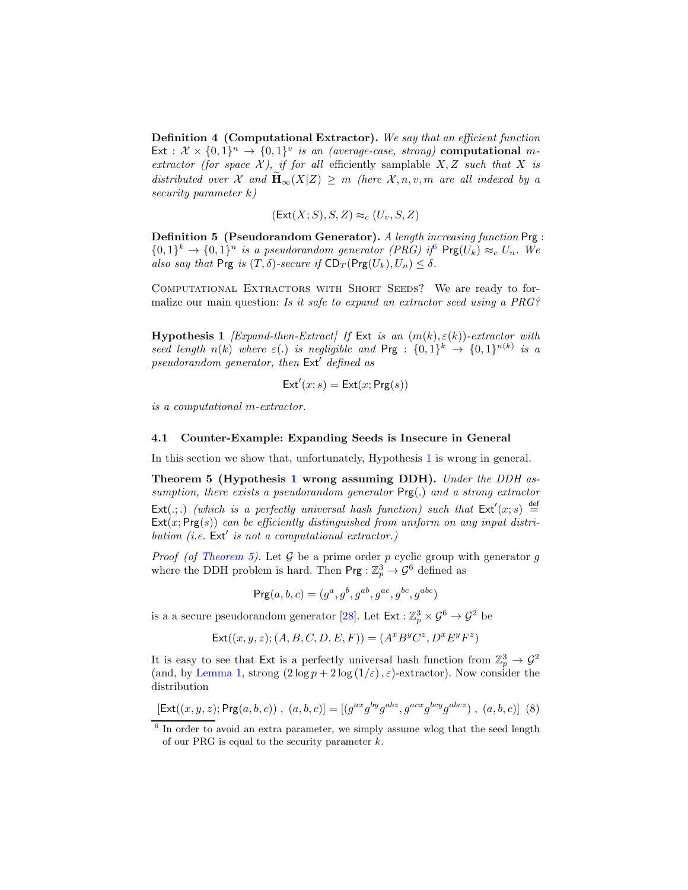**Definition 4 (Computational Extractor).** *We say that an efficient function* $\mathsf{Ext} : \mathcal{X} \times \{0,1\}^n \to \{0,1\}^v$ *is an (average-case, strong)* **computational** $m$*-extractor (for space* $\mathcal{X}$*), if for all* efficiently *samplable* $X, Z$ *such that* $X$ *is distributed over* $\mathcal{X}$ *and* $\widetilde{\mathbf{H}}_\infty(X|Z) \geq m$ *(here* $\mathcal{X}, n, v, m$ *are all indexed by a security parameter* $k$*)*

$$(\mathsf{Ext}(X; S), S, Z) \approx_c (U_v, S, Z)$$

**Definition 5 (Pseudorandom Generator).** *A length increasing function* $\mathsf{Prg} : \{0,1\}^k \to \{0,1\}^n$ *is a pseudorandom generator (PRG) if*[6] $\mathsf{Prg}(U_k) \approx_c U_n$*. We also say that* $\mathsf{Prg}$ *is* $(T, \delta)$*-secure if* $\mathsf{CD}_T(\mathsf{Prg}(U_k), U_n) \leq \delta$*.*

Computational Extractors with Short Seeds? We are ready to formalize our main question: *Is it safe to expand an extractor seed using a PRG?*

**Hypothesis 1** *[Expand-then-Extract] If* $\mathsf{Ext}$ *is an* $(m(k), \varepsilon(k))$*-extractor with seed length* $n(k)$ *where* $\varepsilon(.)$ *is negligible and* $\mathsf{Prg} : \{0,1\}^k \to \{0,1\}^{n(k)}$ *is a pseudorandom generator, then* $\mathsf{Ext}'$ *defined as*

$$\mathsf{Ext}'(x; s) = \mathsf{Ext}(x; \mathsf{Prg}(s))$$

*is a computational* $m$*-extractor.*

### 4.1 Counter-Example: Expanding Seeds is Insecure in General

In this section we show that, unfortunately, Hypothesis 1 is wrong in general.

**Theorem 5 (Hypothesis 1 wrong assuming DDH).** *Under the DDH assumption, there exists a pseudorandom generator* $\mathsf{Prg}(.)$ *and a strong extractor* $\mathsf{Ext}(.;.)$ *(which is a perfectly universal hash function) such that* $\mathsf{Ext}'(x; s) \stackrel{\mathsf{def}}{=} \mathsf{Ext}(x; \mathsf{Prg}(s))$ *can be efficiently distinguished from uniform on any input distribution (i.e.* $\mathsf{Ext}'$ *is not a computational extractor.)*

*Proof (of Theorem 5).* Let $\mathcal{G}$ be a prime order $p$ cyclic group with generator $g$ where the DDH problem is hard. Then $\mathsf{Prg} : \mathbb{Z}_p^3 \to \mathcal{G}^6$ defined as

$$\mathsf{Prg}(a, b, c) = (g^a, g^b, g^{ab}, g^{ac}, g^{bc}, g^{abc})$$

is a a secure pseudorandom generator [28]. Let $\mathsf{Ext} : \mathbb{Z}_p^3 \times \mathcal{G}^6 \to \mathcal{G}^2$ be

$$\mathsf{Ext}((x, y, z); (A, B, C, D, E, F)) = (A^x B^y C^z, D^x E^y F^z)$$

It is easy to see that $\mathsf{Ext}$ is a perfectly universal hash function from $\mathbb{Z}_p^3 \to \mathcal{G}^2$ (and, by Lemma 1, strong $(2\log p + 2\log(1/\varepsilon), \varepsilon)$-extractor). Now consider the distribution

$$[\mathsf{Ext}((x, y, z); \mathsf{Prg}(a, b, c))\ ,\ (a, b, c)] = [(g^{ax} g^{by} g^{abz}, g^{acx} g^{bcy} g^{abcz})\ ,\ (a, b, c)] \quad (8)$$

[6] In order to avoid an extra parameter, we simply assume wlog that the seed length of our PRG is equal to the security parameter $k$.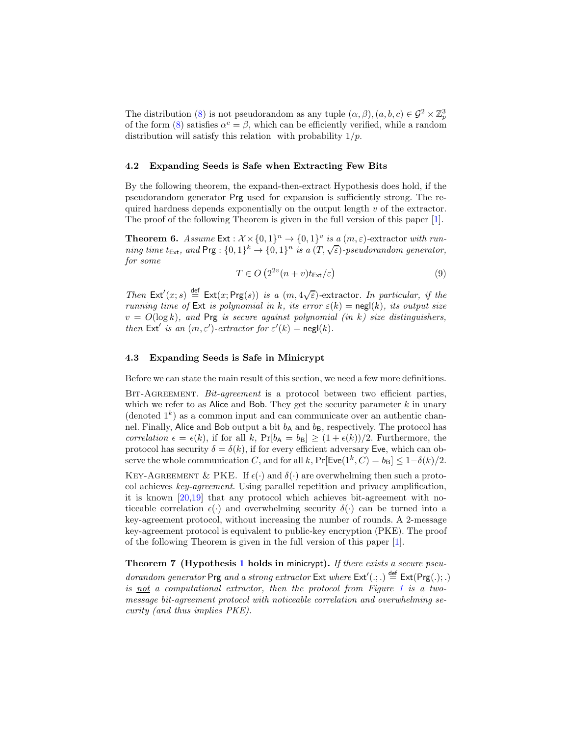The distribution (8) is not pseudorandom as any tuple $(\alpha, \beta), (a, b, c) \in \mathcal{G}^2 \times \mathbb{Z}_p^3$ of the form (8) satisfies $\alpha^c = \beta$, which can be efficiently verified, while a random distribution will satisfy this relation with probability $1/p$.

### 4.2 Expanding Seeds is Safe when Extracting Few Bits

By the following theorem, the expand-then-extract Hypothesis does hold, if the pseudorandom generator $\mathsf{Prg}$ used for expansion is sufficiently strong. The required hardness depends exponentially on the output length $v$ of the extractor. The proof of the following Theorem is given in the full version of this paper [1].

**Theorem 6.** *Assume $\mathsf{Ext} : \mathcal{X} \times \{0,1\}^n \to \{0,1\}^v$ is a $(m, \varepsilon)$-extractor with running time $t_{\mathsf{Ext}}$, and $\mathsf{Prg} : \{0,1\}^k \to \{0,1\}^n$ is a $(T, \sqrt{\varepsilon})$-pseudorandom generator, for some*

$$T \in O\left(2^{2v}(n+v)t_{\mathsf{Ext}}/\varepsilon\right) \tag{9}$$

*Then $\mathsf{Ext}'(x; s) \stackrel{\text{def}}{=} \mathsf{Ext}(x; \mathsf{Prg}(s))$ is a $(m, 4\sqrt{\varepsilon})$-extractor. In particular, if the running time of $\mathsf{Ext}$ is polynomial in $k$, its error $\varepsilon(k) = \mathsf{negl}(k)$, its output size $v = O(\log k)$, and $\mathsf{Prg}$ is secure against polynomial (in $k$) size distinguishers, then $\mathsf{Ext}'$ is an $(m, \varepsilon')$-extractor for $\varepsilon'(k) = \mathsf{negl}(k)$.*

### 4.3 Expanding Seeds is Safe in Minicrypt

Before we can state the main result of this section, we need a few more definitions.

Bit-Agreement. *Bit-agreement* is a protocol between two efficient parties, which we refer to as $\mathsf{Alice}$ and $\mathsf{Bob}$. They get the security parameter $k$ in unary (denoted $1^k$) as a common input and can communicate over an authentic channel. Finally, $\mathsf{Alice}$ and $\mathsf{Bob}$ output a bit $b_{\mathsf{A}}$ and $b_{\mathsf{B}}$, respectively. The protocol has *correlation* $\epsilon = \epsilon(k)$, if for all $k$, $\Pr[b_{\mathsf{A}} = b_{\mathsf{B}}] \geq (1 + \epsilon(k))/2$. Furthermore, the protocol has security $\delta = \delta(k)$, if for every efficient adversary $\mathsf{Eve}$, which can observe the whole communication $C$, and for all $k$, $\Pr[\mathsf{Eve}(1^k, C) = b_{\mathsf{B}}] \leq 1 - \delta(k)/2$.

Key-Agreement & PKE. If $\epsilon(\cdot)$ and $\delta(\cdot)$ are overwhelming then such a protocol achieves *key-agreement*. Using parallel repetition and privacy amplification, it is known [20,19] that any protocol which achieves bit-agreement with noticeable correlation $\epsilon(\cdot)$ and overwhelming security $\delta(\cdot)$ can be turned into a key-agreement protocol, without increasing the number of rounds. A 2-message key-agreement protocol is equivalent to public-key encryption (PKE). The proof of the following Theorem is given in the full version of this paper [1].

**Theorem 7 (Hypothesis 1 holds in minicrypt).** *If there exists a secure pseudorandom generator $\mathsf{Prg}$ and a strong extractor $\mathsf{Ext}$ where $\mathsf{Ext}'(.;.) \stackrel{\text{def}}{=} \mathsf{Ext}(\mathsf{Prg}(.);.)$ is <u>not</u> a computational extractor, then the protocol from Figure 1 is a two-message bit-agreement protocol with noticeable correlation and overwhelming security (and thus implies PKE).*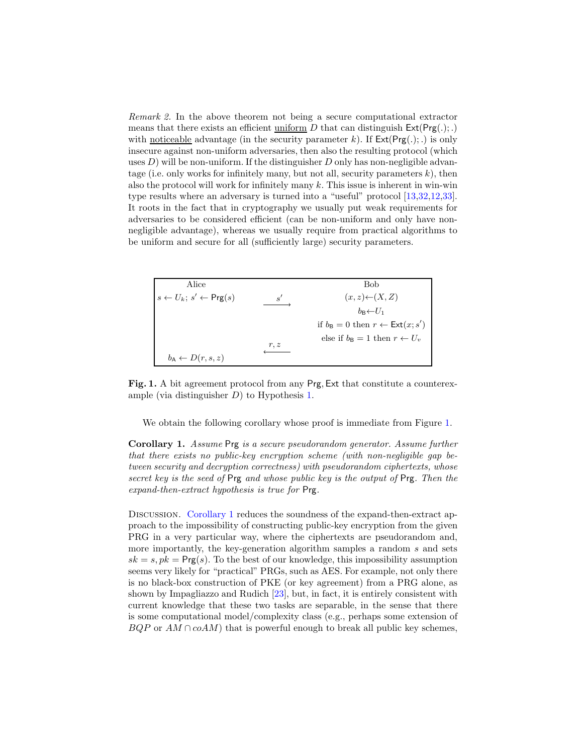*Remark 2.* In the above theorem not being a secure computational extractor means that there exists an efficient <u>uniform</u> $D$ that can distinguish $\mathsf{Ext}(\mathsf{Prg}(.);.)$ with <u>noticeable</u> advantage (in the security parameter $k$). If $\mathsf{Ext}(\mathsf{Prg}(.);.)$ is only insecure against non-uniform adversaries, then also the resulting protocol (which uses $D$) will be non-uniform. If the distinguisher $D$ only has non-negligible advantage (i.e. only works for infinitely many, but not all, security parameters $k$), then also the protocol will work for infinitely many $k$. This issue is inherent in win-win type results where an adversary is turned into a "useful" protocol [13,32,12,33]. It roots in the fact that in cryptography we usually put weak requirements for adversaries to be considered efficient (can be non-uniform and only have non-negligible advantage), whereas we usually require from practical algorithms to be uniform and secure for all (sufficiently large) security parameters.

| Alice | | Bob |
|---|---|---|
| $s \leftarrow U_k$; $s' \leftarrow \mathsf{Prg}(s)$ | $\xrightarrow{s'}$ | $(x, z) \leftarrow (X, Z)$ |
| | | $b_{\mathsf{B}} \leftarrow U_1$ |
| | | if $b_{\mathsf{B}} = 0$ then $r \leftarrow \mathsf{Ext}(x; s')$ |
| | | else if $b_{\mathsf{B}} = 1$ then $r \leftarrow U_v$ |
| | $\xleftarrow{r, z}$ | |
| $b_{\mathsf{A}} \leftarrow D(r, s, z)$ | | |

**Fig. 1.** A bit agreement protocol from any $\mathsf{Prg}, \mathsf{Ext}$ that constitute a counterexample (via distinguisher $D$) to Hypothesis 1.

We obtain the following corollary whose proof is immediate from Figure 1.

**Corollary 1.** *Assume* $\mathsf{Prg}$ *is a secure pseudorandom generator. Assume further that there exists no public-key encryption scheme (with non-negligible gap between security and decryption correctness) with pseudorandom ciphertexts, whose secret key is the seed of* $\mathsf{Prg}$ *and whose public key is the output of* $\mathsf{Prg}$*. Then the expand-then-extract hypothesis is true for* $\mathsf{Prg}$*.*

Discussion. Corollary 1 reduces the soundness of the expand-then-extract approach to the impossibility of constructing public-key encryption from the given PRG in a very particular way, where the ciphertexts are pseudorandom and, more importantly, the key-generation algorithm samples a random $s$ and sets $sk = s, pk = \mathsf{Prg}(s)$. To the best of our knowledge, this impossibility assumption seems very likely for "practical" PRGs, such as AES. For example, not only there is no black-box construction of PKE (or key agreement) from a PRG alone, as shown by Impagliazzo and Rudich [23], but, in fact, it is entirely consistent with current knowledge that these two tasks are separable, in the sense that there is some computational model/complexity class (e.g., perhaps some extension of $BQP$ or $AM \cap coAM$) that is powerful enough to break all public key schemes,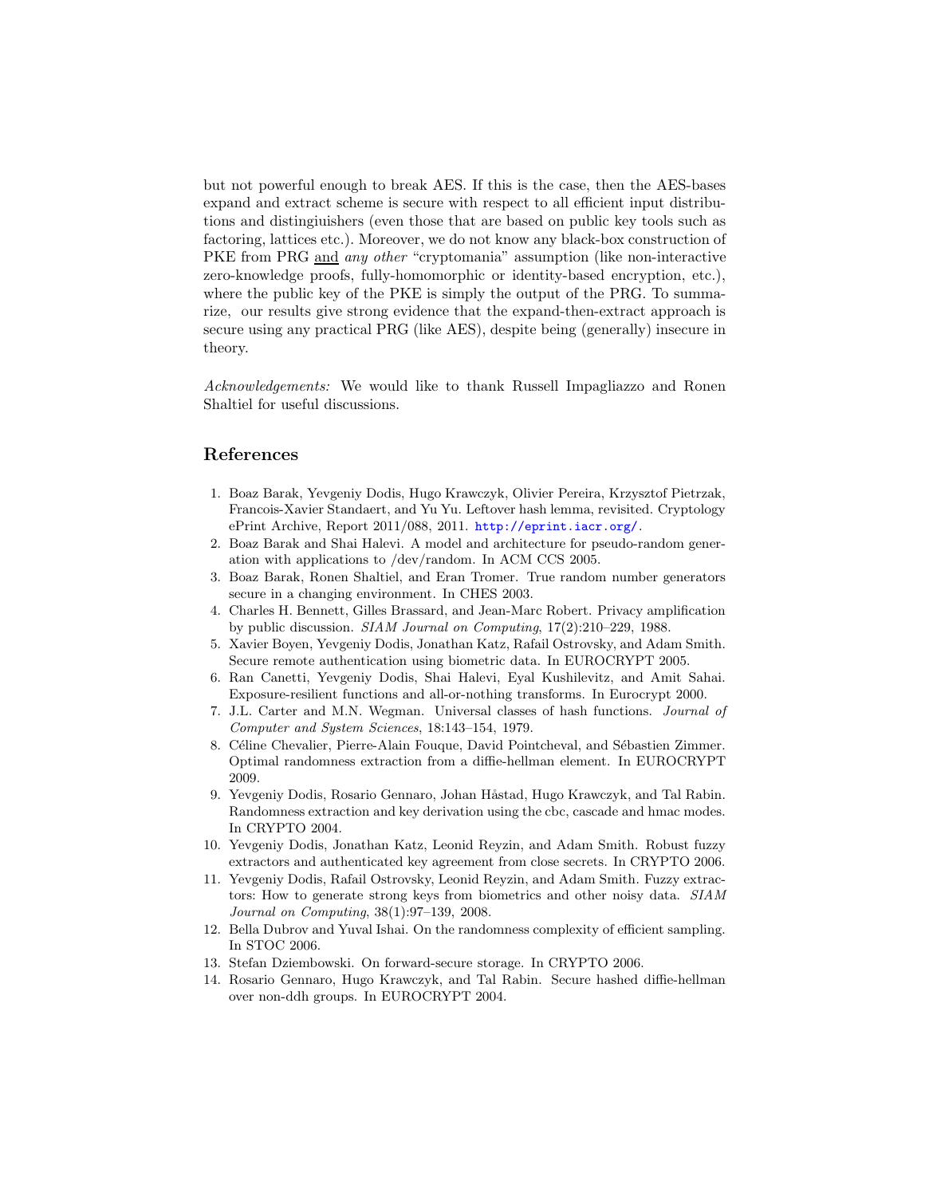but not powerful enough to break AES. If this is the case, then the AES-bases expand and extract scheme is secure with respect to all efficient input distributions and distingiuishers (even those that are based on public key tools such as factoring, lattices etc.). Moreover, we do not know any black-box construction of PKE from PRG and *any other* "cryptomania" assumption (like non-interactive zero-knowledge proofs, fully-homomorphic or identity-based encryption, etc.), where the public key of the PKE is simply the output of the PRG. To summarize, our results give strong evidence that the expand-then-extract approach is secure using any practical PRG (like AES), despite being (generally) insecure in theory.

*Acknowledgements:* We would like to thank Russell Impagliazzo and Ronen Shaltiel for useful discussions.

## References

1. Boaz Barak, Yevgeniy Dodis, Hugo Krawczyk, Olivier Pereira, Krzysztof Pietrzak, Francois-Xavier Standaert, and Yu Yu. Leftover hash lemma, revisited. Cryptology ePrint Archive, Report 2011/088, 2011. http://eprint.iacr.org/.
2. Boaz Barak and Shai Halevi. A model and architecture for pseudo-random generation with applications to /dev/random. In ACM CCS 2005.
3. Boaz Barak, Ronen Shaltiel, and Eran Tromer. True random number generators secure in a changing environment. In CHES 2003.
4. Charles H. Bennett, Gilles Brassard, and Jean-Marc Robert. Privacy amplification by public discussion. *SIAM Journal on Computing*, 17(2):210–229, 1988.
5. Xavier Boyen, Yevgeniy Dodis, Jonathan Katz, Rafail Ostrovsky, and Adam Smith. Secure remote authentication using biometric data. In EUROCRYPT 2005.
6. Ran Canetti, Yevgeniy Dodis, Shai Halevi, Eyal Kushilevitz, and Amit Sahai. Exposure-resilient functions and all-or-nothing transforms. In Eurocrypt 2000.
7. J.L. Carter and M.N. Wegman. Universal classes of hash functions. *Journal of Computer and System Sciences*, 18:143–154, 1979.
8. Céline Chevalier, Pierre-Alain Fouque, David Pointcheval, and Sébastien Zimmer. Optimal randomness extraction from a diffie-hellman element. In EUROCRYPT 2009.
9. Yevgeniy Dodis, Rosario Gennaro, Johan Håstad, Hugo Krawczyk, and Tal Rabin. Randomness extraction and key derivation using the cbc, cascade and hmac modes. In CRYPTO 2004.
10. Yevgeniy Dodis, Jonathan Katz, Leonid Reyzin, and Adam Smith. Robust fuzzy extractors and authenticated key agreement from close secrets. In CRYPTO 2006.
11. Yevgeniy Dodis, Rafail Ostrovsky, Leonid Reyzin, and Adam Smith. Fuzzy extractors: How to generate strong keys from biometrics and other noisy data. *SIAM Journal on Computing*, 38(1):97–139, 2008.
12. Bella Dubrov and Yuval Ishai. On the randomness complexity of efficient sampling. In STOC 2006.
13. Stefan Dziembowski. On forward-secure storage. In CRYPTO 2006.
14. Rosario Gennaro, Hugo Krawczyk, and Tal Rabin. Secure hashed diffie-hellman over non-ddh groups. In EUROCRYPT 2004.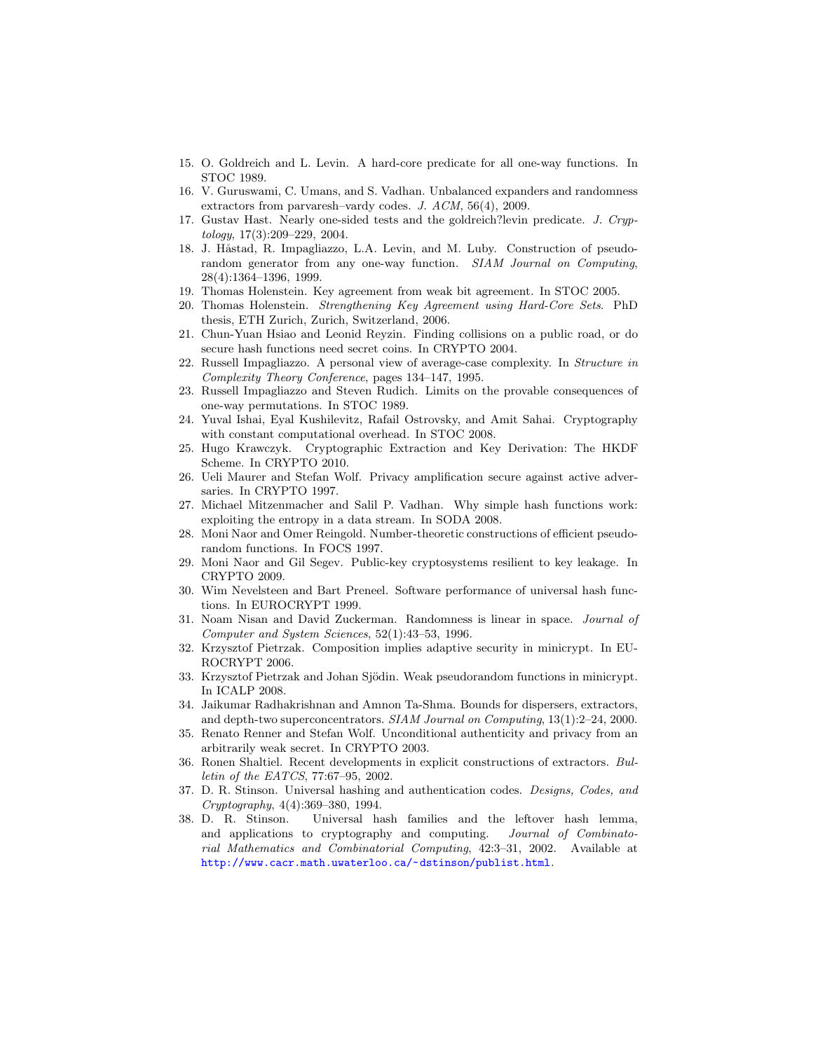15. O. Goldreich and L. Levin. A hard-core predicate for all one-way functions. In STOC 1989.
16. V. Guruswami, C. Umans, and S. Vadhan. Unbalanced expanders and randomness extractors from parvaresh–vardy codes. *J. ACM*, 56(4), 2009.
17. Gustav Hast. Nearly one-sided tests and the goldreich?levin predicate. *J. Cryptology*, 17(3):209–229, 2004.
18. J. Håstad, R. Impagliazzo, L.A. Levin, and M. Luby. Construction of pseudorandom generator from any one-way function. *SIAM Journal on Computing*, 28(4):1364–1396, 1999.
19. Thomas Holenstein. Key agreement from weak bit agreement. In STOC 2005.
20. Thomas Holenstein. *Strengthening Key Agreement using Hard-Core Sets*. PhD thesis, ETH Zurich, Zurich, Switzerland, 2006.
21. Chun-Yuan Hsiao and Leonid Reyzin. Finding collisions on a public road, or do secure hash functions need secret coins. In CRYPTO 2004.
22. Russell Impagliazzo. A personal view of average-case complexity. In *Structure in Complexity Theory Conference*, pages 134–147, 1995.
23. Russell Impagliazzo and Steven Rudich. Limits on the provable consequences of one-way permutations. In STOC 1989.
24. Yuval Ishai, Eyal Kushilevitz, Rafail Ostrovsky, and Amit Sahai. Cryptography with constant computational overhead. In STOC 2008.
25. Hugo Krawczyk. Cryptographic Extraction and Key Derivation: The HKDF Scheme. In CRYPTO 2010.
26. Ueli Maurer and Stefan Wolf. Privacy amplification secure against active adversaries. In CRYPTO 1997.
27. Michael Mitzenmacher and Salil P. Vadhan. Why simple hash functions work: exploiting the entropy in a data stream. In SODA 2008.
28. Moni Naor and Omer Reingold. Number-theoretic constructions of efficient pseudorandom functions. In FOCS 1997.
29. Moni Naor and Gil Segev. Public-key cryptosystems resilient to key leakage. In CRYPTO 2009.
30. Wim Nevelsteen and Bart Preneel. Software performance of universal hash functions. In EUROCRYPT 1999.
31. Noam Nisan and David Zuckerman. Randomness is linear in space. *Journal of Computer and System Sciences*, 52(1):43–53, 1996.
32. Krzysztof Pietrzak. Composition implies adaptive security in minicrypt. In EUROCRYPT 2006.
33. Krzysztof Pietrzak and Johan Sjödin. Weak pseudorandom functions in minicrypt. In ICALP 2008.
34. Jaikumar Radhakrishnan and Amnon Ta-Shma. Bounds for dispersers, extractors, and depth-two superconcentrators. *SIAM Journal on Computing*, 13(1):2–24, 2000.
35. Renato Renner and Stefan Wolf. Unconditional authenticity and privacy from an arbitrarily weak secret. In CRYPTO 2003.
36. Ronen Shaltiel. Recent developments in explicit constructions of extractors. *Bulletin of the EATCS*, 77:67–95, 2002.
37. D. R. Stinson. Universal hashing and authentication codes. *Designs, Codes, and Cryptography*, 4(4):369–380, 1994.
38. D. R. Stinson. Universal hash families and the leftover hash lemma, and applications to cryptography and computing. *Journal of Combinatorial Mathematics and Combinatorial Computing*, 42:3–31, 2002. Available at http://www.cacr.math.uwaterloo.ca/~dstinson/publist.html.